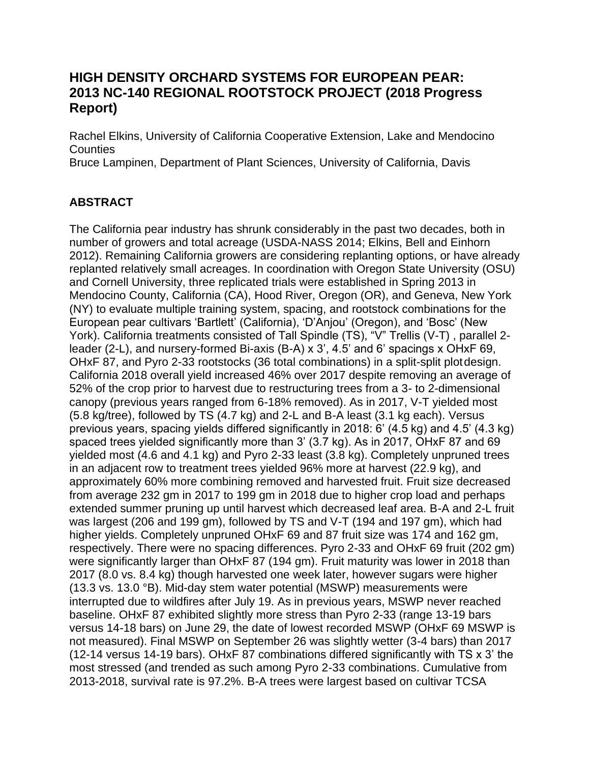# HIGH DENSITY ORCHARD SYSTEMS FOR EUROPEAN PEAR: 2013 NC-140 REGIONAL ROOTSTOCK PROJECT (2018 Progress Report)

Rachel Elkins, University of California Cooperative Extension, Lake and Mendocino Counties
Bruce Lampinen, Department of Plant Sciences, University of California, Davis

## ABSTRACT

The California pear industry has shrunk considerably in the past two decades, both in number of growers and total acreage (USDA-NASS 2014; Elkins, Bell and Einhorn 2012). Remaining California growers are considering replanting options, or have already replanted relatively small acreages. In coordination with Oregon State University (OSU) and Cornell University, three replicated trials were established in Spring 2013 in Mendocino County, California (CA), Hood River, Oregon (OR), and Geneva, New York (NY) to evaluate multiple training system, spacing, and rootstock combinations for the European pear cultivars 'Bartlett' (California), 'D'Anjou' (Oregon), and 'Bosc' (New York). California treatments consisted of Tall Spindle (TS), "V" Trellis (V-T) , parallel 2-leader (2-L), and nursery-formed Bi-axis (B-A) x 3', 4.5' and 6' spacings x OHxF 69, OHxF 87, and Pyro 2-33 rootstocks (36 total combinations) in a split-split plot design. California 2018 overall yield increased 46% over 2017 despite removing an average of 52% of the crop prior to harvest due to restructuring trees from a 3- to 2-dimensional canopy (previous years ranged from 6-18% removed). As in 2017, V-T yielded most (5.8 kg/tree), followed by TS (4.7 kg) and 2-L and B-A least (3.1 kg each). Versus previous years, spacing yields differed significantly in 2018: 6' (4.5 kg) and 4.5' (4.3 kg) spaced trees yielded significantly more than 3' (3.7 kg). As in 2017, OHxF 87 and 69 yielded most (4.6 and 4.1 kg) and Pyro 2-33 least (3.8 kg). Completely unpruned trees in an adjacent row to treatment trees yielded 96% more at harvest (22.9 kg), and approximately 60% more combining removed and harvested fruit. Fruit size decreased from average 232 gm in 2017 to 199 gm in 2018 due to higher crop load and perhaps extended summer pruning up until harvest which decreased leaf area. B-A and 2-L fruit was largest (206 and 199 gm), followed by TS and V-T (194 and 197 gm), which had higher yields. Completely unpruned OHxF 69 and 87 fruit size was 174 and 162 gm, respectively. There were no spacing differences. Pyro 2-33 and OHxF 69 fruit (202 gm) were significantly larger than OHxF 87 (194 gm). Fruit maturity was lower in 2018 than 2017 (8.0 vs. 8.4 kg) though harvested one week later, however sugars were higher (13.3 vs. 13.0 °B). Mid-day stem water potential (MSWP) measurements were interrupted due to wildfires after July 19. As in previous years, MSWP never reached baseline. OHxF 87 exhibited slightly more stress than Pyro 2-33 (range 13-19 bars versus 14-18 bars) on June 29, the date of lowest recorded MSWP (OHxF 69 MSWP is not measured). Final MSWP on September 26 was slightly wetter (3-4 bars) than 2017 (12-14 versus 14-19 bars). OHxF 87 combinations differed significantly with TS x 3' the most stressed (and trended as such among Pyro 2-33 combinations. Cumulative from 2013-2018, survival rate is 97.2%. B-A trees were largest based on cultivar TCSA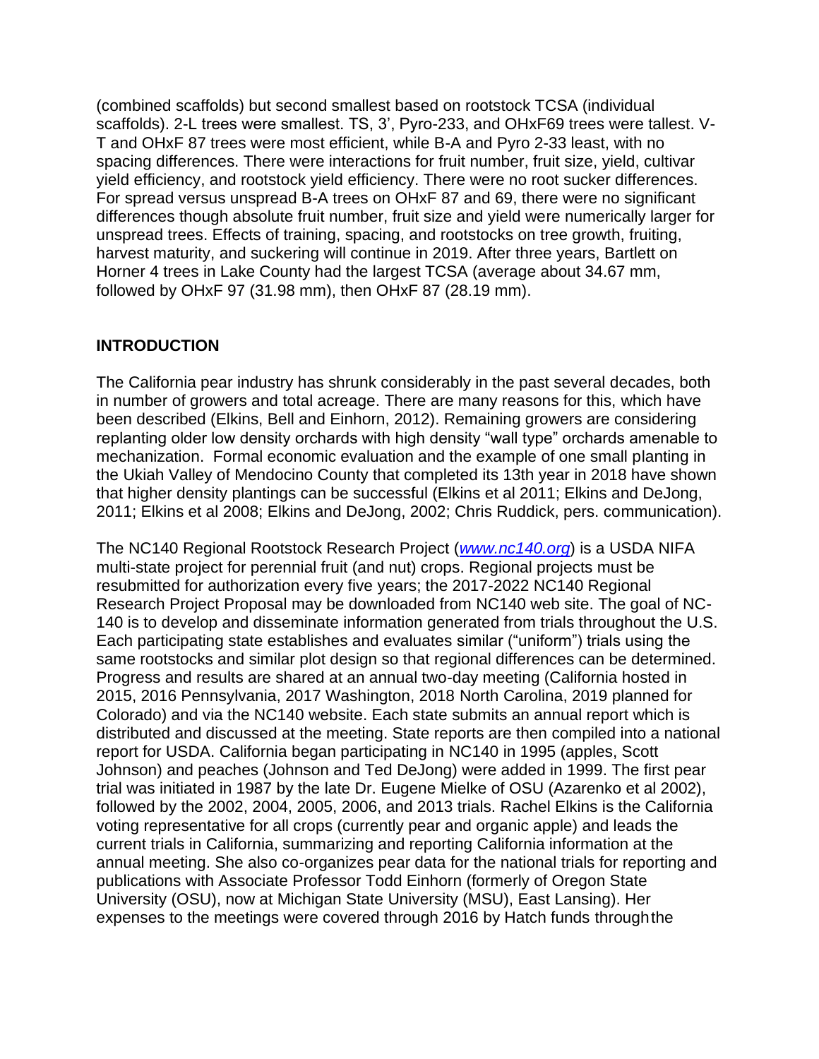(combined scaffolds) but second smallest based on rootstock TCSA (individual scaffolds). 2-L trees were smallest. TS, 3', Pyro-233, and OHxF69 trees were tallest. V-T and OHxF 87 trees were most efficient, while B-A and Pyro 2-33 least, with no spacing differences. There were interactions for fruit number, fruit size, yield, cultivar yield efficiency, and rootstock yield efficiency. There were no root sucker differences. For spread versus unspread B-A trees on OHxF 87 and 69, there were no significant differences though absolute fruit number, fruit size and yield were numerically larger for unspread trees. Effects of training, spacing, and rootstocks on tree growth, fruiting, harvest maturity, and suckering will continue in 2019. After three years, Bartlett on Horner 4 trees in Lake County had the largest TCSA (average about 34.67 mm, followed by OHxF 97 (31.98 mm), then OHxF 87 (28.19 mm).

## INTRODUCTION

The California pear industry has shrunk considerably in the past several decades, both in number of growers and total acreage. There are many reasons for this, which have been described (Elkins, Bell and Einhorn, 2012). Remaining growers are considering replanting older low density orchards with high density "wall type" orchards amenable to mechanization. Formal economic evaluation and the example of one small planting in the Ukiah Valley of Mendocino County that completed its 13th year in 2018 have shown that higher density plantings can be successful (Elkins et al 2011; Elkins and DeJong, 2011; Elkins et al 2008; Elkins and DeJong, 2002; Chris Ruddick, pers. communication).

The NC140 Regional Rootstock Research Project (*www.nc140.org*) is a USDA NIFA multi-state project for perennial fruit (and nut) crops. Regional projects must be resubmitted for authorization every five years; the 2017-2022 NC140 Regional Research Project Proposal may be downloaded from NC140 web site. The goal of NC-140 is to develop and disseminate information generated from trials throughout the U.S. Each participating state establishes and evaluates similar ("uniform") trials using the same rootstocks and similar plot design so that regional differences can be determined. Progress and results are shared at an annual two-day meeting (California hosted in 2015, 2016 Pennsylvania, 2017 Washington, 2018 North Carolina, 2019 planned for Colorado) and via the NC140 website. Each state submits an annual report which is distributed and discussed at the meeting. State reports are then compiled into a national report for USDA. California began participating in NC140 in 1995 (apples, Scott Johnson) and peaches (Johnson and Ted DeJong) were added in 1999. The first pear trial was initiated in 1987 by the late Dr. Eugene Mielke of OSU (Azarenko et al 2002), followed by the 2002, 2004, 2005, 2006, and 2013 trials. Rachel Elkins is the California voting representative for all crops (currently pear and organic apple) and leads the current trials in California, summarizing and reporting California information at the annual meeting. She also co-organizes pear data for the national trials for reporting and publications with Associate Professor Todd Einhorn (formerly of Oregon State University (OSU), now at Michigan State University (MSU), East Lansing). Her expenses to the meetings were covered through 2016 by Hatch funds through the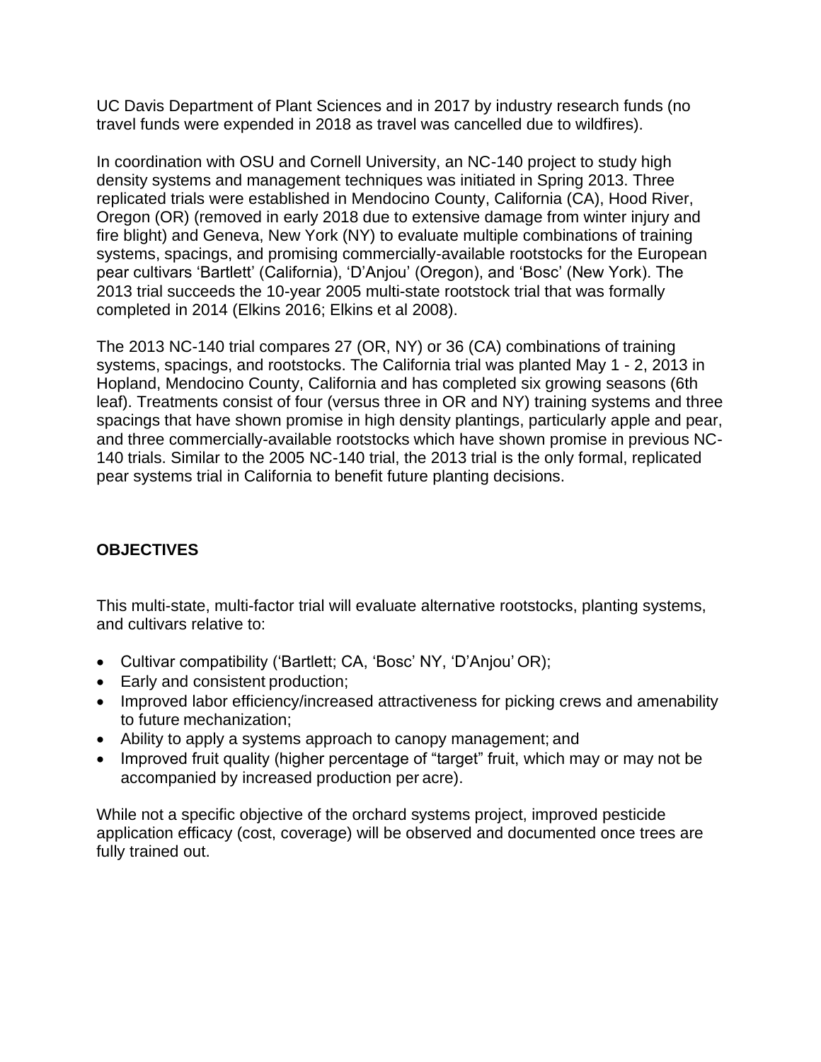UC Davis Department of Plant Sciences and in 2017 by industry research funds (no travel funds were expended in 2018 as travel was cancelled due to wildfires).

In coordination with OSU and Cornell University, an NC-140 project to study high density systems and management techniques was initiated in Spring 2013. Three replicated trials were established in Mendocino County, California (CA), Hood River, Oregon (OR) (removed in early 2018 due to extensive damage from winter injury and fire blight) and Geneva, New York (NY) to evaluate multiple combinations of training systems, spacings, and promising commercially-available rootstocks for the European pear cultivars 'Bartlett' (California), 'D'Anjou' (Oregon), and 'Bosc' (New York). The 2013 trial succeeds the 10-year 2005 multi-state rootstock trial that was formally completed in 2014 (Elkins 2016; Elkins et al 2008).

The 2013 NC-140 trial compares 27 (OR, NY) or 36 (CA) combinations of training systems, spacings, and rootstocks. The California trial was planted May 1 - 2, 2013 in Hopland, Mendocino County, California and has completed six growing seasons (6th leaf). Treatments consist of four (versus three in OR and NY) training systems and three spacings that have shown promise in high density plantings, particularly apple and pear, and three commercially-available rootstocks which have shown promise in previous NC-140 trials. Similar to the 2005 NC-140 trial, the 2013 trial is the only formal, replicated pear systems trial in California to benefit future planting decisions.

## OBJECTIVES

This multi-state, multi-factor trial will evaluate alternative rootstocks, planting systems, and cultivars relative to:

- Cultivar compatibility ('Bartlett; CA, 'Bosc' NY, 'D'Anjou' OR);
- Early and consistent production;
- Improved labor efficiency/increased attractiveness for picking crews and amenability to future mechanization;
- Ability to apply a systems approach to canopy management; and
- Improved fruit quality (higher percentage of "target" fruit, which may or may not be accompanied by increased production per acre).

While not a specific objective of the orchard systems project, improved pesticide application efficacy (cost, coverage) will be observed and documented once trees are fully trained out.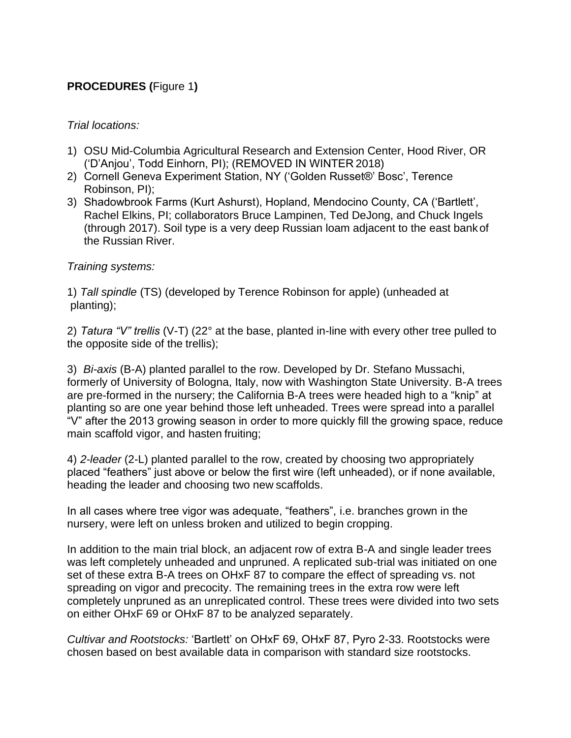**PROCEDURES (**Figure 1**)**

*Trial locations:*

1) OSU Mid-Columbia Agricultural Research and Extension Center, Hood River, OR ('D'Anjou', Todd Einhorn, PI); (REMOVED IN WINTER 2018)
2) Cornell Geneva Experiment Station, NY ('Golden Russet®' Bosc', Terence Robinson, PI);
3) Shadowbrook Farms (Kurt Ashurst), Hopland, Mendocino County, CA ('Bartlett', Rachel Elkins, PI; collaborators Bruce Lampinen, Ted DeJong, and Chuck Ingels (through 2017). Soil type is a very deep Russian loam adjacent to the east bank of the Russian River.

*Training systems:*

1) *Tall spindle* (TS) (developed by Terence Robinson for apple) (unheaded at planting);

2) *Tatura "V" trellis* (V-T) (22° at the base, planted in-line with every other tree pulled to the opposite side of the trellis);

3) *Bi-axis* (B-A) planted parallel to the row. Developed by Dr. Stefano Mussachi, formerly of University of Bologna, Italy, now with Washington State University. B-A trees are pre-formed in the nursery; the California B-A trees were headed high to a "knip" at planting so are one year behind those left unheaded. Trees were spread into a parallel "V" after the 2013 growing season in order to more quickly fill the growing space, reduce main scaffold vigor, and hasten fruiting;

4) *2-leader* (2-L) planted parallel to the row, created by choosing two appropriately placed "feathers" just above or below the first wire (left unheaded), or if none available, heading the leader and choosing two new scaffolds.

In all cases where tree vigor was adequate, "feathers", i.e. branches grown in the nursery, were left on unless broken and utilized to begin cropping.

In addition to the main trial block, an adjacent row of extra B-A and single leader trees was left completely unheaded and unpruned. A replicated sub-trial was initiated on one set of these extra B-A trees on OHxF 87 to compare the effect of spreading vs. not spreading on vigor and precocity. The remaining trees in the extra row were left completely unpruned as an unreplicated control. These trees were divided into two sets on either OHxF 69 or OHxF 87 to be analyzed separately.

*Cultivar and Rootstocks:* 'Bartlett' on OHxF 69, OHxF 87, Pyro 2-33. Rootstocks were chosen based on best available data in comparison with standard size rootstocks.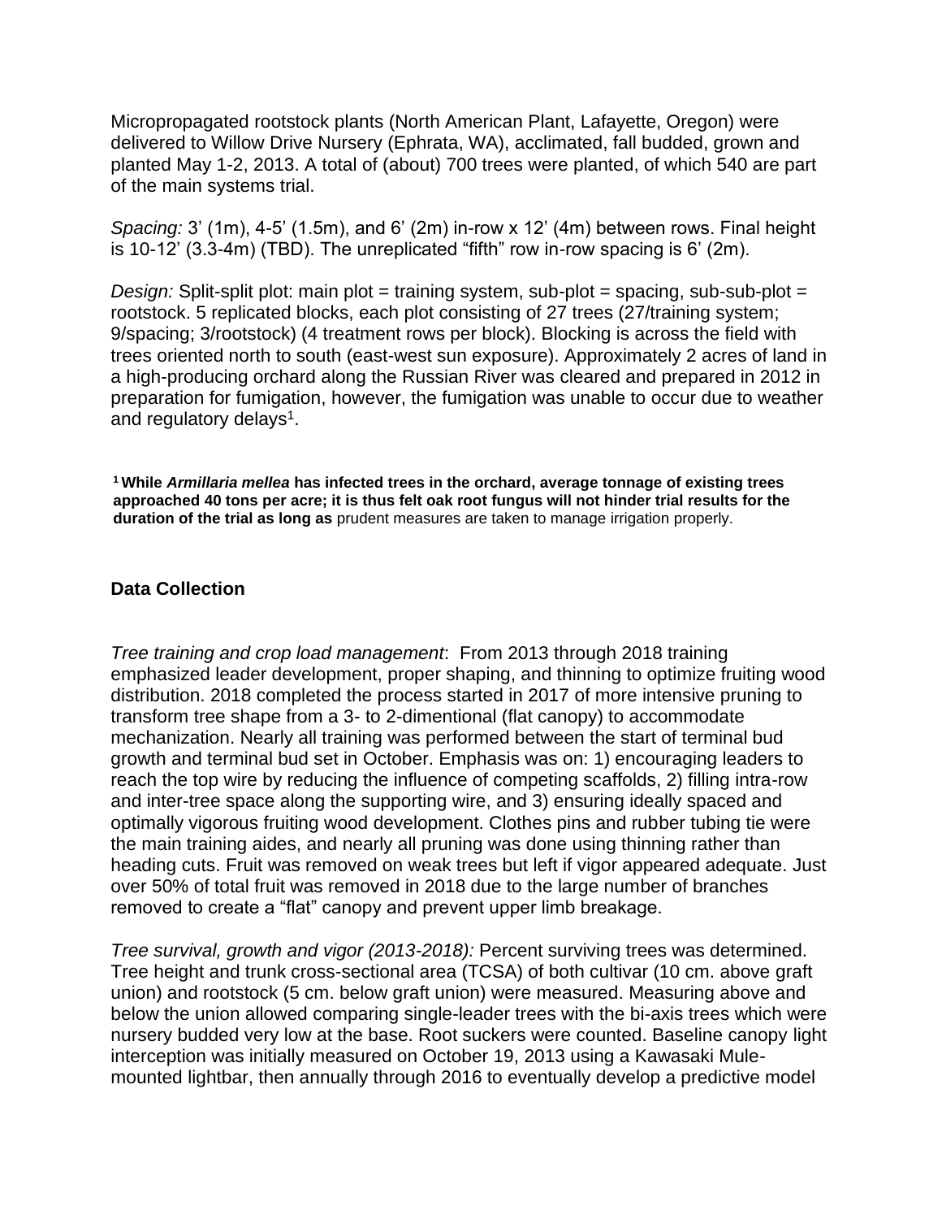Micropropagated rootstock plants (North American Plant, Lafayette, Oregon) were delivered to Willow Drive Nursery (Ephrata, WA), acclimated, fall budded, grown and planted May 1-2, 2013. A total of (about) 700 trees were planted, of which 540 are part of the main systems trial.

*Spacing:* 3' (1m), 4-5' (1.5m), and 6' (2m) in-row x 12' (4m) between rows. Final height is 10-12' (3.3-4m) (TBD). The unreplicated "fifth" row in-row spacing is 6' (2m).

*Design:* Split-split plot: main plot = training system, sub-plot = spacing, sub-sub-plot = rootstock. 5 replicated blocks, each plot consisting of 27 trees (27/training system; 9/spacing; 3/rootstock) (4 treatment rows per block). Blocking is across the field with trees oriented north to south (east-west sun exposure). Approximately 2 acres of land in a high-producing orchard along the Russian River was cleared and prepared in 2012 in preparation for fumigation, however, the fumigation was unable to occur due to weather and regulatory delays[1].

[1] **While *Armillaria mellea* has infected trees in the orchard, average tonnage of existing trees approached 40 tons per acre; it is thus felt oak root fungus will not hinder trial results for the duration of the trial as long as** prudent measures are taken to manage irrigation properly.

## Data Collection

*Tree training and crop load management*: From 2013 through 2018 training emphasized leader development, proper shaping, and thinning to optimize fruiting wood distribution. 2018 completed the process started in 2017 of more intensive pruning to transform tree shape from a 3- to 2-dimentional (flat canopy) to accommodate mechanization. Nearly all training was performed between the start of terminal bud growth and terminal bud set in October. Emphasis was on: 1) encouraging leaders to reach the top wire by reducing the influence of competing scaffolds, 2) filling intra-row and inter-tree space along the supporting wire, and 3) ensuring ideally spaced and optimally vigorous fruiting wood development. Clothes pins and rubber tubing tie were the main training aides, and nearly all pruning was done using thinning rather than heading cuts. Fruit was removed on weak trees but left if vigor appeared adequate. Just over 50% of total fruit was removed in 2018 due to the large number of branches removed to create a "flat" canopy and prevent upper limb breakage.

*Tree survival, growth and vigor (2013-2018):* Percent surviving trees was determined. Tree height and trunk cross-sectional area (TCSA) of both cultivar (10 cm. above graft union) and rootstock (5 cm. below graft union) were measured. Measuring above and below the union allowed comparing single-leader trees with the bi-axis trees which were nursery budded very low at the base. Root suckers were counted. Baseline canopy light interception was initially measured on October 19, 2013 using a Kawasaki Mule-mounted lightbar, then annually through 2016 to eventually develop a predictive model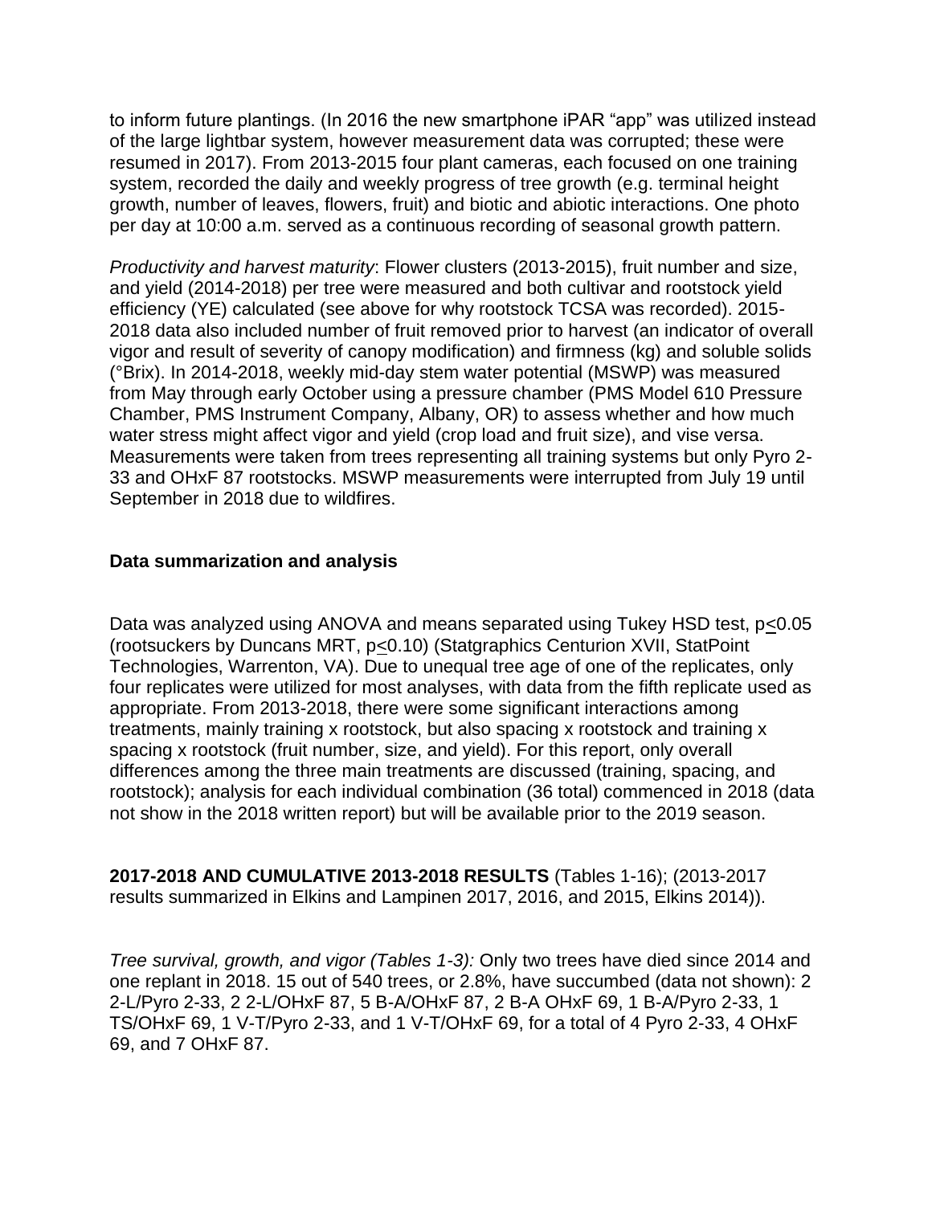to inform future plantings. (In 2016 the new smartphone iPAR "app" was utilized instead of the large lightbar system, however measurement data was corrupted; these were resumed in 2017). From 2013-2015 four plant cameras, each focused on one training system, recorded the daily and weekly progress of tree growth (e.g. terminal height growth, number of leaves, flowers, fruit) and biotic and abiotic interactions. One photo per day at 10:00 a.m. served as a continuous recording of seasonal growth pattern.

*Productivity and harvest maturity*: Flower clusters (2013-2015), fruit number and size, and yield (2014-2018) per tree were measured and both cultivar and rootstock yield efficiency (YE) calculated (see above for why rootstock TCSA was recorded). 2015-2018 data also included number of fruit removed prior to harvest (an indicator of overall vigor and result of severity of canopy modification) and firmness (kg) and soluble solids (°Brix). In 2014-2018, weekly mid-day stem water potential (MSWP) was measured from May through early October using a pressure chamber (PMS Model 610 Pressure Chamber, PMS Instrument Company, Albany, OR) to assess whether and how much water stress might affect vigor and yield (crop load and fruit size), and vise versa. Measurements were taken from trees representing all training systems but only Pyro 2-33 and OHxF 87 rootstocks. MSWP measurements were interrupted from July 19 until September in 2018 due to wildfires.

**Data summarization and analysis**

Data was analyzed using ANOVA and means separated using Tukey HSD test, $p \leq 0.05$ (rootsuckers by Duncans MRT, $p \leq 0.10$) (Statgraphics Centurion XVII, StatPoint Technologies, Warrenton, VA). Due to unequal tree age of one of the replicates, only four replicates were utilized for most analyses, with data from the fifth replicate used as appropriate. From 2013-2018, there were some significant interactions among treatments, mainly training x rootstock, but also spacing x rootstock and training x spacing x rootstock (fruit number, size, and yield). For this report, only overall differences among the three main treatments are discussed (training, spacing, and rootstock); analysis for each individual combination (36 total) commenced in 2018 (data not show in the 2018 written report) but will be available prior to the 2019 season.

**2017-2018 AND CUMULATIVE 2013-2018 RESULTS** (Tables 1-16); (2013-2017 results summarized in Elkins and Lampinen 2017, 2016, and 2015, Elkins 2014)).

*Tree survival, growth, and vigor (Tables 1-3):* Only two trees have died since 2014 and one replant in 2018. 15 out of 540 trees, or 2.8%, have succumbed (data not shown): 2 2-L/Pyro 2-33, 2 2-L/OHxF 87, 5 B-A/OHxF 87, 2 B-A OHxF 69, 1 B-A/Pyro 2-33, 1 TS/OHxF 69, 1 V-T/Pyro 2-33, and 1 V-T/OHxF 69, for a total of 4 Pyro 2-33, 4 OHxF 69, and 7 OHxF 87.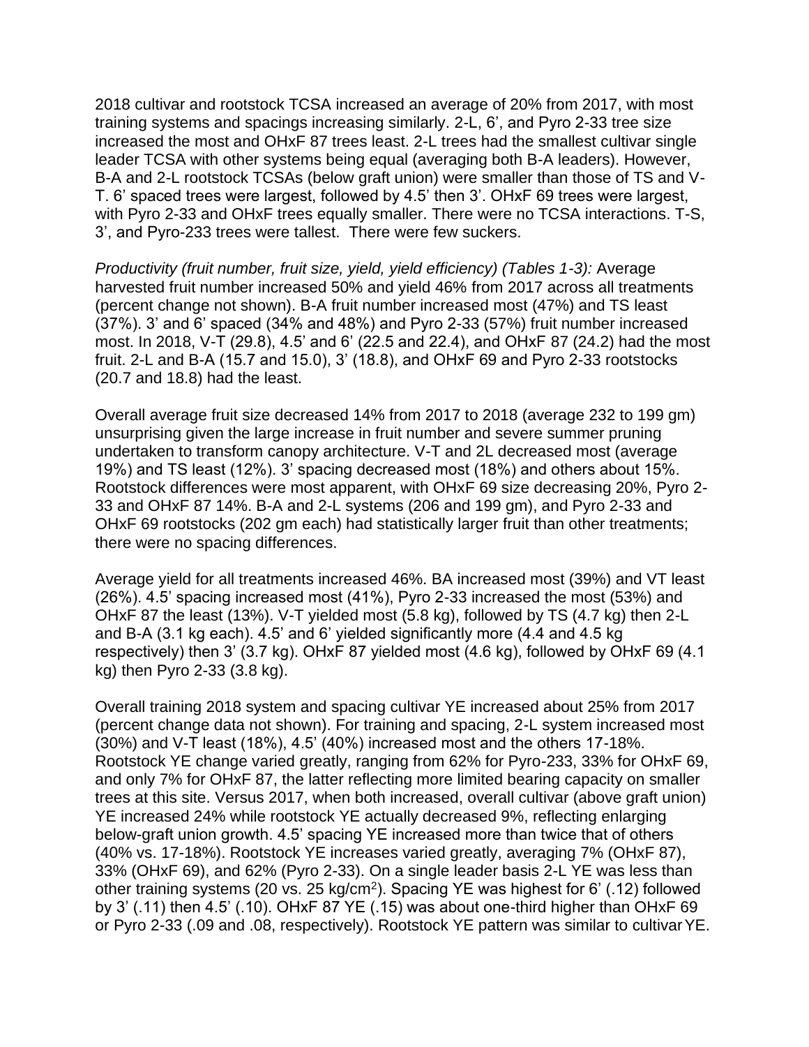2018 cultivar and rootstock TCSA increased an average of 20% from 2017, with most training systems and spacings increasing similarly. 2-L, 6', and Pyro 2-33 tree size increased the most and OHxF 87 trees least. 2-L trees had the smallest cultivar single leader TCSA with other systems being equal (averaging both B-A leaders). However, B-A and 2-L rootstock TCSAs (below graft union) were smaller than those of TS and V-T. 6' spaced trees were largest, followed by 4.5' then 3'. OHxF 69 trees were largest, with Pyro 2-33 and OHxF trees equally smaller. There were no TCSA interactions. T-S, 3', and Pyro-233 trees were tallest. There were few suckers.

*Productivity (fruit number, fruit size, yield, yield efficiency) (Tables 1-3):* Average harvested fruit number increased 50% and yield 46% from 2017 across all treatments (percent change not shown). B-A fruit number increased most (47%) and TS least (37%). 3' and 6' spaced (34% and 48%) and Pyro 2-33 (57%) fruit number increased most. In 2018, V-T (29.8), 4.5' and 6' (22.5 and 22.4), and OHxF 87 (24.2) had the most fruit. 2-L and B-A (15.7 and 15.0), 3' (18.8), and OHxF 69 and Pyro 2-33 rootstocks (20.7 and 18.8) had the least.

Overall average fruit size decreased 14% from 2017 to 2018 (average 232 to 199 gm) unsurprising given the large increase in fruit number and severe summer pruning undertaken to transform canopy architecture. V-T and 2L decreased most (average 19%) and TS least (12%). 3' spacing decreased most (18%) and others about 15%. Rootstock differences were most apparent, with OHxF 69 size decreasing 20%, Pyro 2-33 and OHxF 87 14%. B-A and 2-L systems (206 and 199 gm), and Pyro 2-33 and OHxF 69 rootstocks (202 gm each) had statistically larger fruit than other treatments; there were no spacing differences.

Average yield for all treatments increased 46%. BA increased most (39%) and VT least (26%). 4.5' spacing increased most (41%), Pyro 2-33 increased the most (53%) and OHxF 87 the least (13%). V-T yielded most (5.8 kg), followed by TS (4.7 kg) then 2-L and B-A (3.1 kg each). 4.5' and 6' yielded significantly more (4.4 and 4.5 kg respectively) then 3' (3.7 kg). OHxF 87 yielded most (4.6 kg), followed by OHxF 69 (4.1 kg) then Pyro 2-33 (3.8 kg).

Overall training 2018 system and spacing cultivar YE increased about 25% from 2017 (percent change data not shown). For training and spacing, 2-L system increased most (30%) and V-T least (18%), 4.5' (40%) increased most and the others 17-18%. Rootstock YE change varied greatly, ranging from 62% for Pyro-233, 33% for OHxF 69, and only 7% for OHxF 87, the latter reflecting more limited bearing capacity on smaller trees at this site. Versus 2017, when both increased, overall cultivar (above graft union) YE increased 24% while rootstock YE actually decreased 9%, reflecting enlarging below-graft union growth. 4.5' spacing YE increased more than twice that of others (40% vs. 17-18%). Rootstock YE increases varied greatly, averaging 7% (OHxF 87), 33% (OHxF 69), and 62% (Pyro 2-33). On a single leader basis 2-L YE was less than other training systems (20 vs. 25 kg/cm$^2$). Spacing YE was highest for 6' (.12) followed by 3' (.11) then 4.5' (.10). OHxF 87 YE (.15) was about one-third higher than OHxF 69 or Pyro 2-33 (.09 and .08, respectively). Rootstock YE pattern was similar to cultivar YE.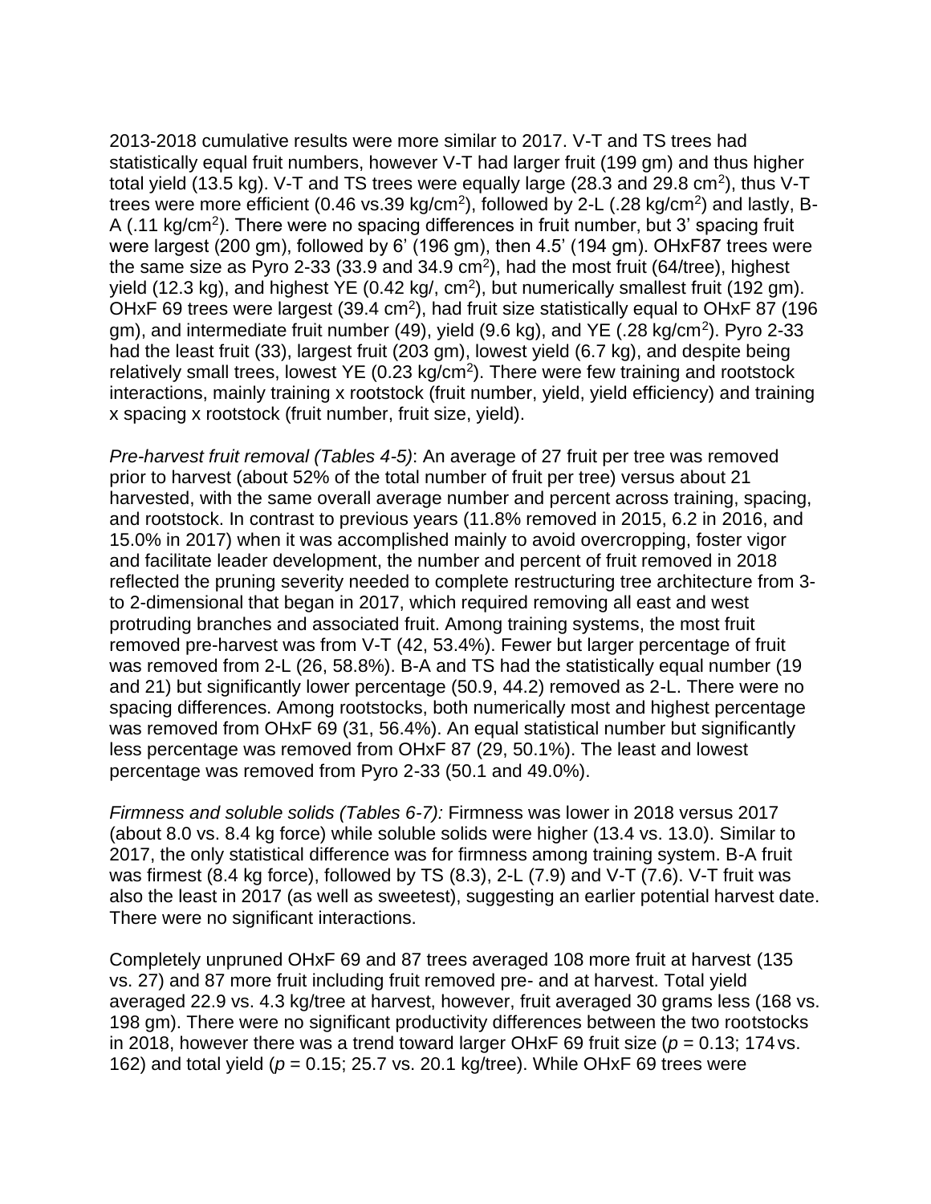2013-2018 cumulative results were more similar to 2017. V-T and TS trees had statistically equal fruit numbers, however V-T had larger fruit (199 gm) and thus higher total yield (13.5 kg). V-T and TS trees were equally large (28.3 and 29.8 cm$^2$), thus V-T trees were more efficient (0.46 vs.39 kg/cm$^2$), followed by 2-L (.28 kg/cm$^2$) and lastly, B-A (.11 kg/cm$^2$). There were no spacing differences in fruit number, but 3' spacing fruit were largest (200 gm), followed by 6' (196 gm), then 4.5' (194 gm). OHxF87 trees were the same size as Pyro 2-33 (33.9 and 34.9 cm$^2$), had the most fruit (64/tree), highest yield (12.3 kg), and highest YE (0.42 kg/, cm$^2$), but numerically smallest fruit (192 gm). OHxF 69 trees were largest (39.4 cm$^2$), had fruit size statistically equal to OHxF 87 (196 gm), and intermediate fruit number (49), yield (9.6 kg), and YE (.28 kg/cm$^2$). Pyro 2-33 had the least fruit (33), largest fruit (203 gm), lowest yield (6.7 kg), and despite being relatively small trees, lowest YE (0.23 kg/cm$^2$). There were few training and rootstock interactions, mainly training x rootstock (fruit number, yield, yield efficiency) and training x spacing x rootstock (fruit number, fruit size, yield).

*Pre-harvest fruit removal (Tables 4-5)*: An average of 27 fruit per tree was removed prior to harvest (about 52% of the total number of fruit per tree) versus about 21 harvested, with the same overall average number and percent across training, spacing, and rootstock. In contrast to previous years (11.8% removed in 2015, 6.2 in 2016, and 15.0% in 2017) when it was accomplished mainly to avoid overcropping, foster vigor and facilitate leader development, the number and percent of fruit removed in 2018 reflected the pruning severity needed to complete restructuring tree architecture from 3- to 2-dimensional that began in 2017, which required removing all east and west protruding branches and associated fruit. Among training systems, the most fruit removed pre-harvest was from V-T (42, 53.4%). Fewer but larger percentage of fruit was removed from 2-L (26, 58.8%). B-A and TS had the statistically equal number (19 and 21) but significantly lower percentage (50.9, 44.2) removed as 2-L. There were no spacing differences. Among rootstocks, both numerically most and highest percentage was removed from OHxF 69 (31, 56.4%). An equal statistical number but significantly less percentage was removed from OHxF 87 (29, 50.1%). The least and lowest percentage was removed from Pyro 2-33 (50.1 and 49.0%).

*Firmness and soluble solids (Tables 6-7):* Firmness was lower in 2018 versus 2017 (about 8.0 vs. 8.4 kg force) while soluble solids were higher (13.4 vs. 13.0). Similar to 2017, the only statistical difference was for firmness among training system. B-A fruit was firmest (8.4 kg force), followed by TS (8.3), 2-L (7.9) and V-T (7.6). V-T fruit was also the least in 2017 (as well as sweetest), suggesting an earlier potential harvest date. There were no significant interactions.

Completely unpruned OHxF 69 and 87 trees averaged 108 more fruit at harvest (135 vs. 27) and 87 more fruit including fruit removed pre- and at harvest. Total yield averaged 22.9 vs. 4.3 kg/tree at harvest, however, fruit averaged 30 grams less (168 vs. 198 gm). There were no significant productivity differences between the two rootstocks in 2018, however there was a trend toward larger OHxF 69 fruit size ($p$ = 0.13; 174 vs. 162) and total yield ($p$ = 0.15; 25.7 vs. 20.1 kg/tree). While OHxF 69 trees were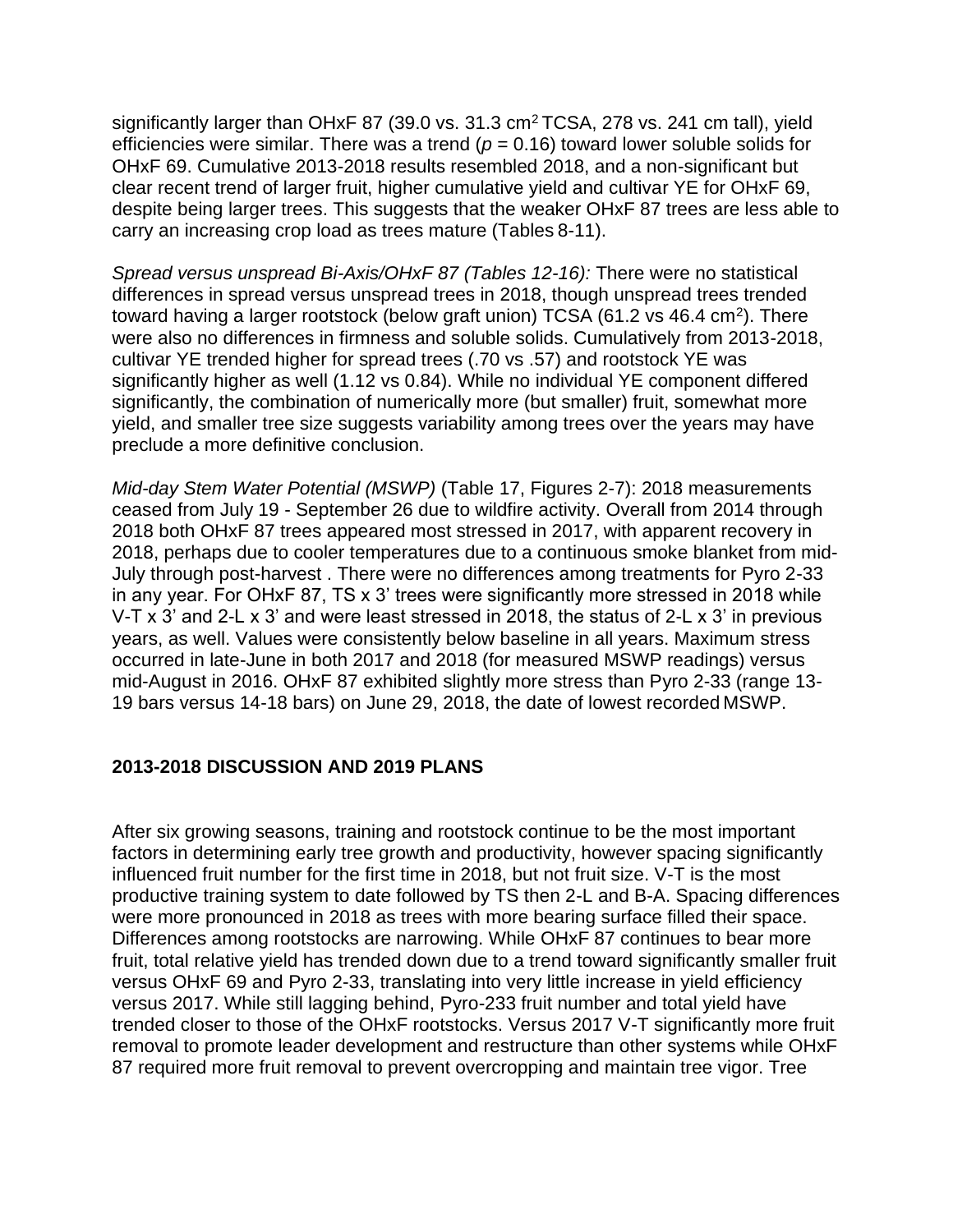significantly larger than OHxF 87 (39.0 vs. 31.3 $cm^2$ TCSA, 278 vs. 241 cm tall), yield efficiencies were similar. There was a trend ($p = 0.16$) toward lower soluble solids for OHxF 69. Cumulative 2013-2018 results resembled 2018, and a non-significant but clear recent trend of larger fruit, higher cumulative yield and cultivar YE for OHxF 69, despite being larger trees. This suggests that the weaker OHxF 87 trees are less able to carry an increasing crop load as trees mature (Tables 8-11).

*Spread versus unspread Bi-Axis/OHxF 87 (Tables 12-16):* There were no statistical differences in spread versus unspread trees in 2018, though unspread trees trended toward having a larger rootstock (below graft union) TCSA (61.2 vs 46.4 $cm^2$). There were also no differences in firmness and soluble solids. Cumulatively from 2013-2018, cultivar YE trended higher for spread trees (.70 vs .57) and rootstock YE was significantly higher as well (1.12 vs 0.84). While no individual YE component differed significantly, the combination of numerically more (but smaller) fruit, somewhat more yield, and smaller tree size suggests variability among trees over the years may have preclude a more definitive conclusion.

*Mid-day Stem Water Potential (MSWP)* (Table 17, Figures 2-7): 2018 measurements ceased from July 19 - September 26 due to wildfire activity. Overall from 2014 through 2018 both OHxF 87 trees appeared most stressed in 2017, with apparent recovery in 2018, perhaps due to cooler temperatures due to a continuous smoke blanket from mid-July through post-harvest . There were no differences among treatments for Pyro 2-33 in any year. For OHxF 87, TS x 3' trees were significantly more stressed in 2018 while V-T x 3' and 2-L x 3' and were least stressed in 2018, the status of 2-L x 3' in previous years, as well. Values were consistently below baseline in all years. Maximum stress occurred in late-June in both 2017 and 2018 (for measured MSWP readings) versus mid-August in 2016. OHxF 87 exhibited slightly more stress than Pyro 2-33 (range 13-19 bars versus 14-18 bars) on June 29, 2018, the date of lowest recorded MSWP.

## 2013-2018 DISCUSSION AND 2019 PLANS

After six growing seasons, training and rootstock continue to be the most important factors in determining early tree growth and productivity, however spacing significantly influenced fruit number for the first time in 2018, but not fruit size. V-T is the most productive training system to date followed by TS then 2-L and B-A. Spacing differences were more pronounced in 2018 as trees with more bearing surface filled their space. Differences among rootstocks are narrowing. While OHxF 87 continues to bear more fruit, total relative yield has trended down due to a trend toward significantly smaller fruit versus OHxF 69 and Pyro 2-33, translating into very little increase in yield efficiency versus 2017. While still lagging behind, Pyro-233 fruit number and total yield have trended closer to those of the OHxF rootstocks. Versus 2017 V-T significantly more fruit removal to promote leader development and restructure than other systems while OHxF 87 required more fruit removal to prevent overcropping and maintain tree vigor. Tree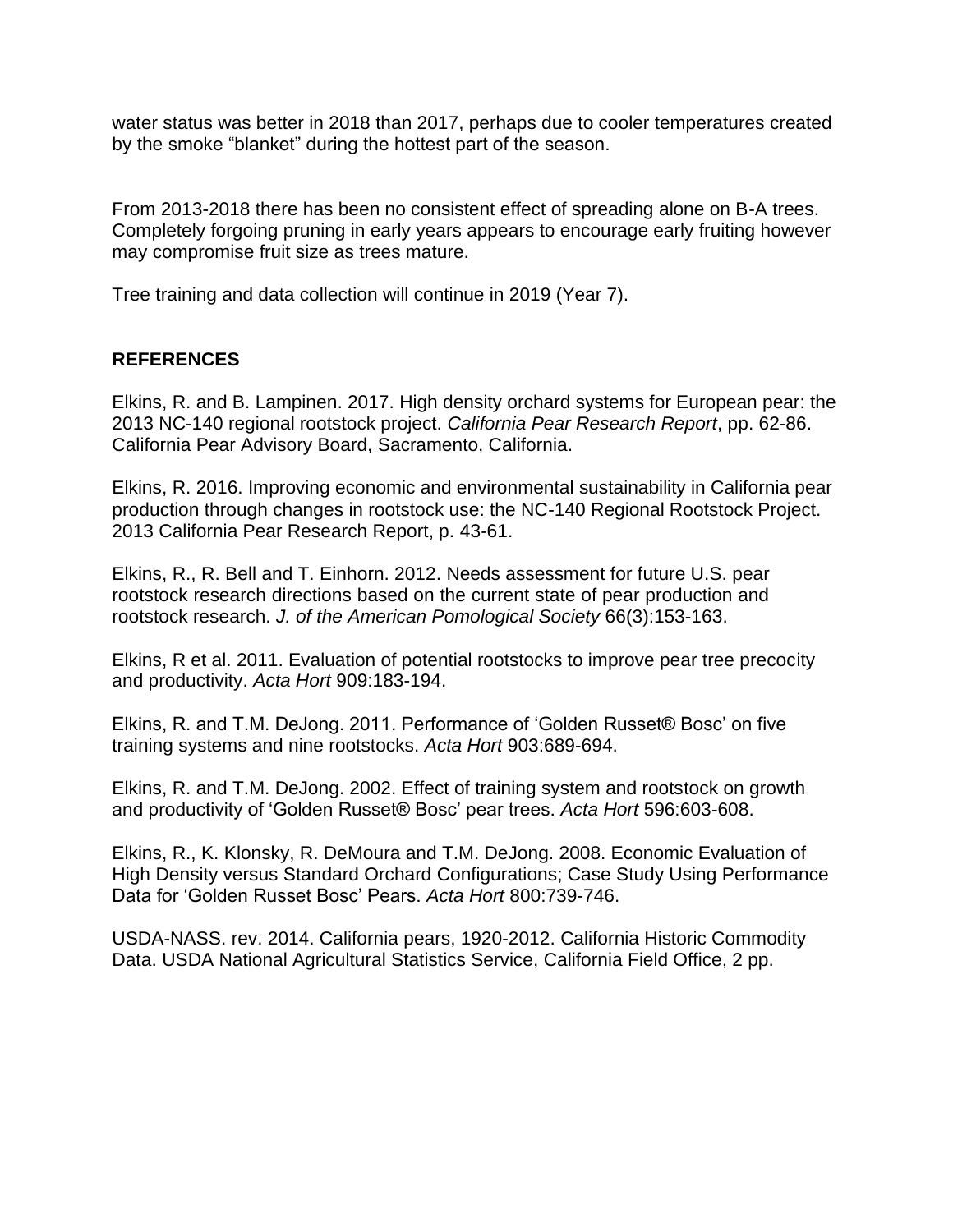water status was better in 2018 than 2017, perhaps due to cooler temperatures created by the smoke "blanket" during the hottest part of the season.

From 2013-2018 there has been no consistent effect of spreading alone on B-A trees. Completely forgoing pruning in early years appears to encourage early fruiting however may compromise fruit size as trees mature.

Tree training and data collection will continue in 2019 (Year 7).

## REFERENCES

Elkins, R. and B. Lampinen. 2017. High density orchard systems for European pear: the 2013 NC-140 regional rootstock project. *California Pear Research Report*, pp. 62-86. California Pear Advisory Board, Sacramento, California.

Elkins, R. 2016. Improving economic and environmental sustainability in California pear production through changes in rootstock use: the NC-140 Regional Rootstock Project. 2013 California Pear Research Report, p. 43-61.

Elkins, R., R. Bell and T. Einhorn. 2012. Needs assessment for future U.S. pear rootstock research directions based on the current state of pear production and rootstock research. *J. of the American Pomological Society* 66(3):153-163.

Elkins, R et al. 2011. Evaluation of potential rootstocks to improve pear tree precocity and productivity. *Acta Hort* 909:183-194.

Elkins, R. and T.M. DeJong. 2011. Performance of 'Golden Russet® Bosc' on five training systems and nine rootstocks. *Acta Hort* 903:689-694.

Elkins, R. and T.M. DeJong. 2002. Effect of training system and rootstock on growth and productivity of 'Golden Russet® Bosc' pear trees. *Acta Hort* 596:603-608.

Elkins, R., K. Klonsky, R. DeMoura and T.M. DeJong. 2008. Economic Evaluation of High Density versus Standard Orchard Configurations; Case Study Using Performance Data for 'Golden Russet Bosc' Pears. *Acta Hort* 800:739-746.

USDA-NASS. rev. 2014. California pears, 1920-2012. California Historic Commodity Data. USDA National Agricultural Statistics Service, California Field Office, 2 pp.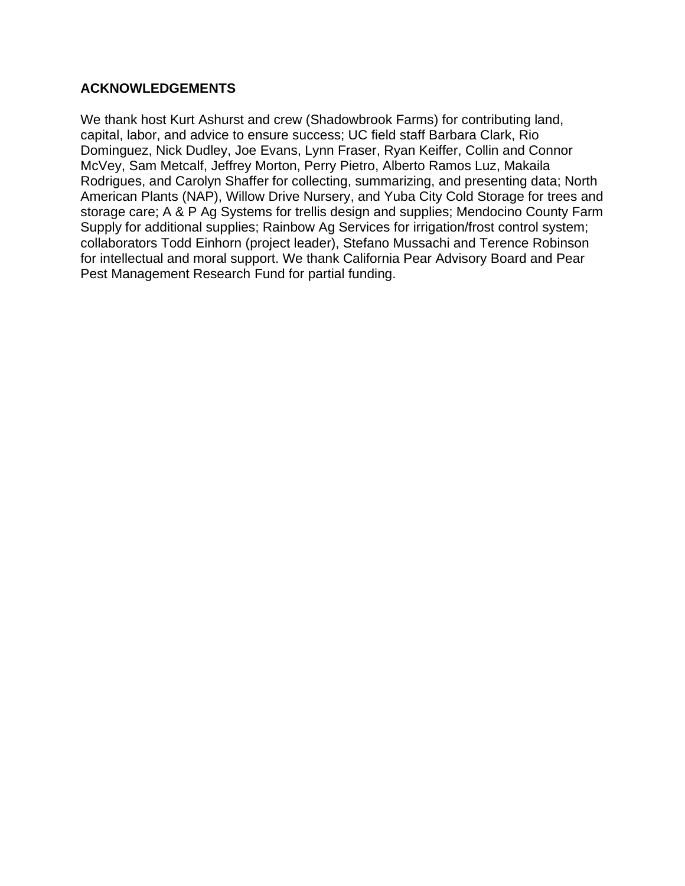## ACKNOWLEDGEMENTS

We thank host Kurt Ashurst and crew (Shadowbrook Farms) for contributing land, capital, labor, and advice to ensure success; UC field staff Barbara Clark, Rio Dominguez, Nick Dudley, Joe Evans, Lynn Fraser, Ryan Keiffer, Collin and Connor McVey, Sam Metcalf, Jeffrey Morton, Perry Pietro, Alberto Ramos Luz, Makaila Rodrigues, and Carolyn Shaffer for collecting, summarizing, and presenting data; North American Plants (NAP), Willow Drive Nursery, and Yuba City Cold Storage for trees and storage care; A & P Ag Systems for trellis design and supplies; Mendocino County Farm Supply for additional supplies; Rainbow Ag Services for irrigation/frost control system; collaborators Todd Einhorn (project leader), Stefano Mussachi and Terence Robinson for intellectual and moral support. We thank California Pear Advisory Board and Pear Pest Management Research Fund for partial funding.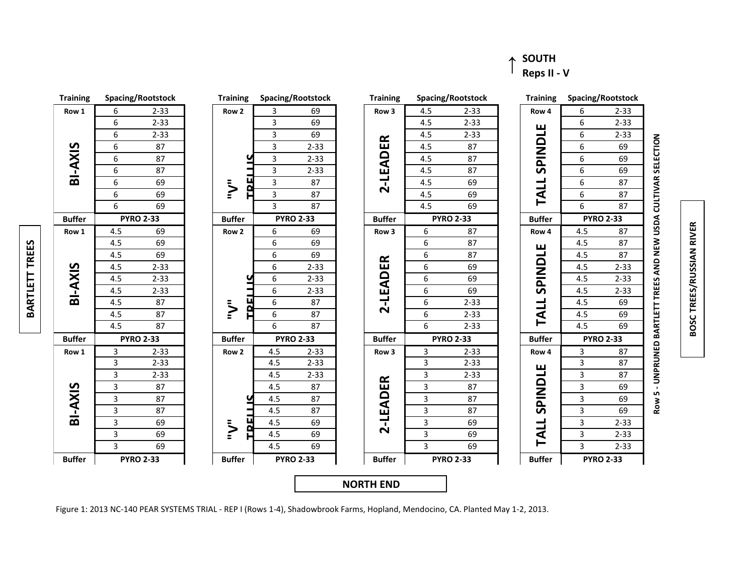↑ **SOUTH**
**Reps II - V**

| Training | Spacing/Rootstock | | Training | Spacing/Rootstock | | Training | Spacing/Rootstock | | Training | Spacing/Rootstock | |
|---|---|---|---|---|---|---|---|---|---|---|---|
| Row 1 | 6 | 2-33 | Row 2 | 3 | 69 | Row 3 | 4.5 | 2-33 | Row 4 | 6 | 2-33 |
| BI-AXIS | 6 | 2-33 | "V" TRELLIS | 3 | 69 | 2-LEADER | 4.5 | 2-33 | TALL SPINDLE | 6 | 2-33 |
| | 6 | 2-33 | | 3 | 69 | | 4.5 | 2-33 | | 6 | 2-33 |
| | 6 | 87 | | 3 | 2-33 | | 4.5 | 87 | | 6 | 69 |
| | 6 | 87 | | 3 | 2-33 | | 4.5 | 87 | | 6 | 69 |
| | 6 | 87 | | 3 | 2-33 | | 4.5 | 87 | | 6 | 69 |
| | 6 | 69 | | 3 | 87 | | 4.5 | 69 | | 6 | 87 |
| | 6 | 69 | | 3 | 87 | | 4.5 | 69 | | 6 | 87 |
| | 6 | 69 | | 3 | 87 | | 4.5 | 69 | | 6 | 87 |
| Buffer | PYRO 2-33 | | Buffer | PYRO 2-33 | | Buffer | PYRO 2-33 | | Buffer | PYRO 2-33 | |
| Row 1 | 4.5 | 69 | Row 2 | 6 | 69 | Row 3 | 6 | 87 | Row 4 | 4.5 | 87 |
| BI-AXIS | 4.5 | 69 | "V" TRELLIS | 6 | 69 | 2-LEADER | 6 | 87 | TALL SPINDLE | 4.5 | 87 |
| | 4.5 | 69 | | 6 | 69 | | 6 | 87 | | 4.5 | 87 |
| | 4.5 | 2-33 | | 6 | 2-33 | | 6 | 69 | | 4.5 | 2-33 |
| | 4.5 | 2-33 | | 6 | 2-33 | | 6 | 69 | | 4.5 | 2-33 |
| | 4.5 | 2-33 | | 6 | 2-33 | | 6 | 69 | | 4.5 | 2-33 |
| | 4.5 | 87 | | 6 | 87 | | 6 | 2-33 | | 4.5 | 69 |
| | 4.5 | 87 | | 6 | 87 | | 6 | 2-33 | | 4.5 | 69 |
| | 4.5 | 87 | | 6 | 87 | | 6 | 2-33 | | 4.5 | 69 |
| Buffer | PYRO 2-33 | | Buffer | PYRO 2-33 | | Buffer | PYRO 2-33 | | Buffer | PYRO 2-33 | |
| Row 1 | 3 | 2-33 | Row 2 | 4.5 | 2-33 | Row 3 | 3 | 2-33 | Row 4 | 3 | 87 |
| BI-AXIS | 3 | 2-33 | "V" TRELLIS | 4.5 | 2-33 | 2-LEADER | 3 | 2-33 | TALL SPINDLE | 3 | 87 |
| | 3 | 2-33 | | 4.5 | 2-33 | | 3 | 2-33 | | 3 | 87 |
| | 3 | 87 | | 4.5 | 87 | | 3 | 87 | | 3 | 69 |
| | 3 | 87 | | 4.5 | 87 | | 3 | 87 | | 3 | 69 |
| | 3 | 87 | | 4.5 | 87 | | 3 | 87 | | 3 | 69 |
| | 3 | 69 | | 4.5 | 69 | | 3 | 69 | | 3 | 2-33 |
| | 3 | 69 | | 4.5 | 69 | | 3 | 69 | | 3 | 2-33 |
| | 3 | 69 | | 4.5 | 69 | | 3 | 69 | | 3 | 2-33 |
| Buffer | PYRO 2-33 | | Buffer | PYRO 2-33 | | Buffer | PYRO 2-33 | | Buffer | PYRO 2-33 | |

BARTLETT TREES

Row 5 - UNPRUNED BARTLETT TREES AND NEW USDA CULTIVAR SELECTION

BOSC TREES/RUSSIAN RIVER

**NORTH END**

Figure 1: 2013 NC-140 PEAR SYSTEMS TRIAL - REP I (Rows 1-4), Shadowbrook Farms, Hopland, Mendocino, CA. Planted May 1-2, 2013.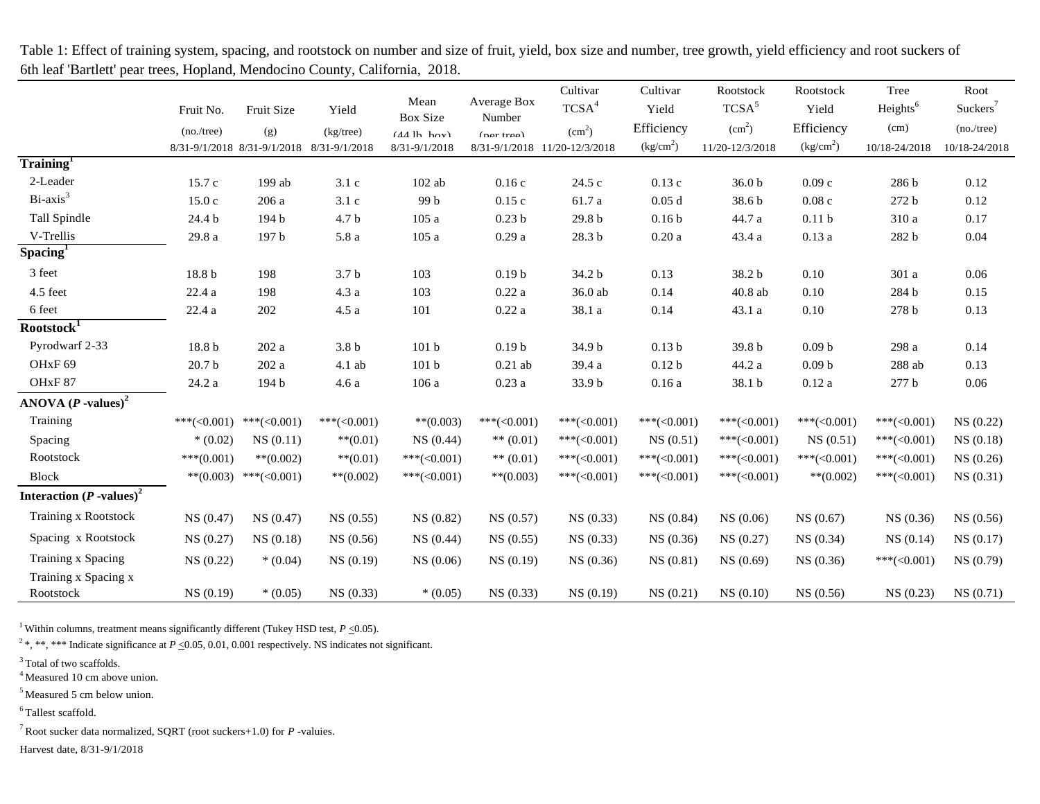Table 1: Effect of training system, spacing, and rootstock on number and size of fruit, yield, box size and number, tree growth, yield efficiency and root suckers of 6th leaf 'Bartlett' pear trees, Hopland, Mendocino County, California, 2018.

| | Fruit No. (no./tree) 8/31-9/1/2018 | Fruit Size (g) 8/31-9/1/2018 | Yield (kg/tree) 8/31-9/1/2018 | Mean Box Size (44 lb. box) 8/31-9/1/2018 | Average Box Number (per tree) 8/31-9/1/2018 | Cultivar TCSA[4] ($cm^2$) 11/20-12/3/2018 | Cultivar Yield Efficiency ($kg/cm^2$) | Rootstock TCSA[5] ($cm^2$) 11/20-12/3/2018 | Rootstock Yield Efficiency ($kg/cm^2$) | Tree Heights[6] (cm) 10/18-24/2018 | Root Suckers[7] (no./tree) 10/18-24/2018 |
|---|---|---|---|---|---|---|---|---|---|---|---|
| **Training[1]** | | | | | | | | | | | |
| 2-Leader | 15.7 c | 199 ab | 3.1 c | 102 ab | 0.16 c | 24.5 c | 0.13 c | 36.0 b | 0.09 c | 286 b | 0.12 |
| Bi-axis[3] | 15.0 c | 206 a | 3.1 c | 99 b | 0.15 c | 61.7 a | 0.05 d | 38.6 b | 0.08 c | 272 b | 0.12 |
| Tall Spindle | 24.4 b | 194 b | 4.7 b | 105 a | 0.23 b | 29.8 b | 0.16 b | 44.7 a | 0.11 b | 310 a | 0.17 |
| V-Trellis | 29.8 a | 197 b | 5.8 a | 105 a | 0.29 a | 28.3 b | 0.20 a | 43.4 a | 0.13 a | 282 b | 0.04 |
| **Spacing[1]** | | | | | | | | | | | |
| 3 feet | 18.8 b | 198 | 3.7 b | 103 | 0.19 b | 34.2 b | 0.13 | 38.2 b | 0.10 | 301 a | 0.06 |
| 4.5 feet | 22.4 a | 198 | 4.3 a | 103 | 0.22 a | 36.0 ab | 0.14 | 40.8 ab | 0.10 | 284 b | 0.15 |
| 6 feet | 22.4 a | 202 | 4.5 a | 101 | 0.22 a | 38.1 a | 0.14 | 43.1 a | 0.10 | 278 b | 0.13 |
| **Rootstock[1]** | | | | | | | | | | | |
| Pyrodwarf 2-33 | 18.8 b | 202 a | 3.8 b | 101 b | 0.19 b | 34.9 b | 0.13 b | 39.8 b | 0.09 b | 298 a | 0.14 |
| OHxF 69 | 20.7 b | 202 a | 4.1 ab | 101 b | 0.21 ab | 39.4 a | 0.12 b | 44.2 a | 0.09 b | 288 ab | 0.13 |
| OHxF 87 | 24.2 a | 194 b | 4.6 a | 106 a | 0.23 a | 33.9 b | 0.16 a | 38.1 b | 0.12 a | 277 b | 0.06 |
| **ANOVA (*P* -values)[2]** | | | | | | | | | | | |
| Training | ***(<0.001) | ***(<0.001) | ***(<0.001) | **(0.003) | ***(<0.001) | ***(<0.001) | ***(<0.001) | ***(<0.001) | ***(<0.001) | ***(<0.001) | NS (0.22) |
| Spacing | * (0.02) | NS (0.11) | **(0.01) | NS (0.44) | ** (0.01) | ***(<0.001) | NS (0.51) | ***(<0.001) | NS (0.51) | ***(<0.001) | NS (0.18) |
| Rootstock | ***(0.001) | **(0.002) | **(0.01) | ***(<0.001) | ** (0.01) | ***(<0.001) | ***(<0.001) | ***(<0.001) | ***(<0.001) | ***(<0.001) | NS (0.26) |
| Block | **(0.003) | ***(<0.001) | **(0.002) | ***(<0.001) | **(0.003) | ***(<0.001) | ***(<0.001) | ***(<0.001) | **(0.002) | ***(<0.001) | NS (0.31) |
| **Interaction (*P* -values)[2]** | | | | | | | | | | | |
| Training x Rootstock | NS (0.47) | NS (0.47) | NS (0.55) | NS (0.82) | NS (0.57) | NS (0.33) | NS (0.84) | NS (0.06) | NS (0.67) | NS (0.36) | NS (0.56) |
| Spacing x Rootstock | NS (0.27) | NS (0.18) | NS (0.56) | NS (0.44) | NS (0.55) | NS (0.33) | NS (0.36) | NS (0.27) | NS (0.34) | NS (0.14) | NS (0.17) |
| Training x Spacing | NS (0.22) | * (0.04) | NS (0.19) | NS (0.06) | NS (0.19) | NS (0.36) | NS (0.81) | NS (0.69) | NS (0.36) | ***(<0.001) | NS (0.79) |
| Training x Spacing x Rootstock | NS (0.19) | * (0.05) | NS (0.33) | * (0.05) | NS (0.33) | NS (0.19) | NS (0.21) | NS (0.10) | NS (0.56) | NS (0.23) | NS (0.71) |

[1] Within columns, treatment means significantly different (Tukey HSD test, $P \leq 0.05$).

[2] *, **, *** Indicate significance at $P \leq 0.05$, 0.01, 0.001 respectively. NS indicates not significant.

[3] Total of two scaffolds.

[4] Measured 10 cm above union.

[5] Measured 5 cm below union.

[6] Tallest scaffold.

[7] Root sucker data normalized, SQRT (root suckers+1.0) for *P* -valuies.

Harvest date, 8/31-9/1/2018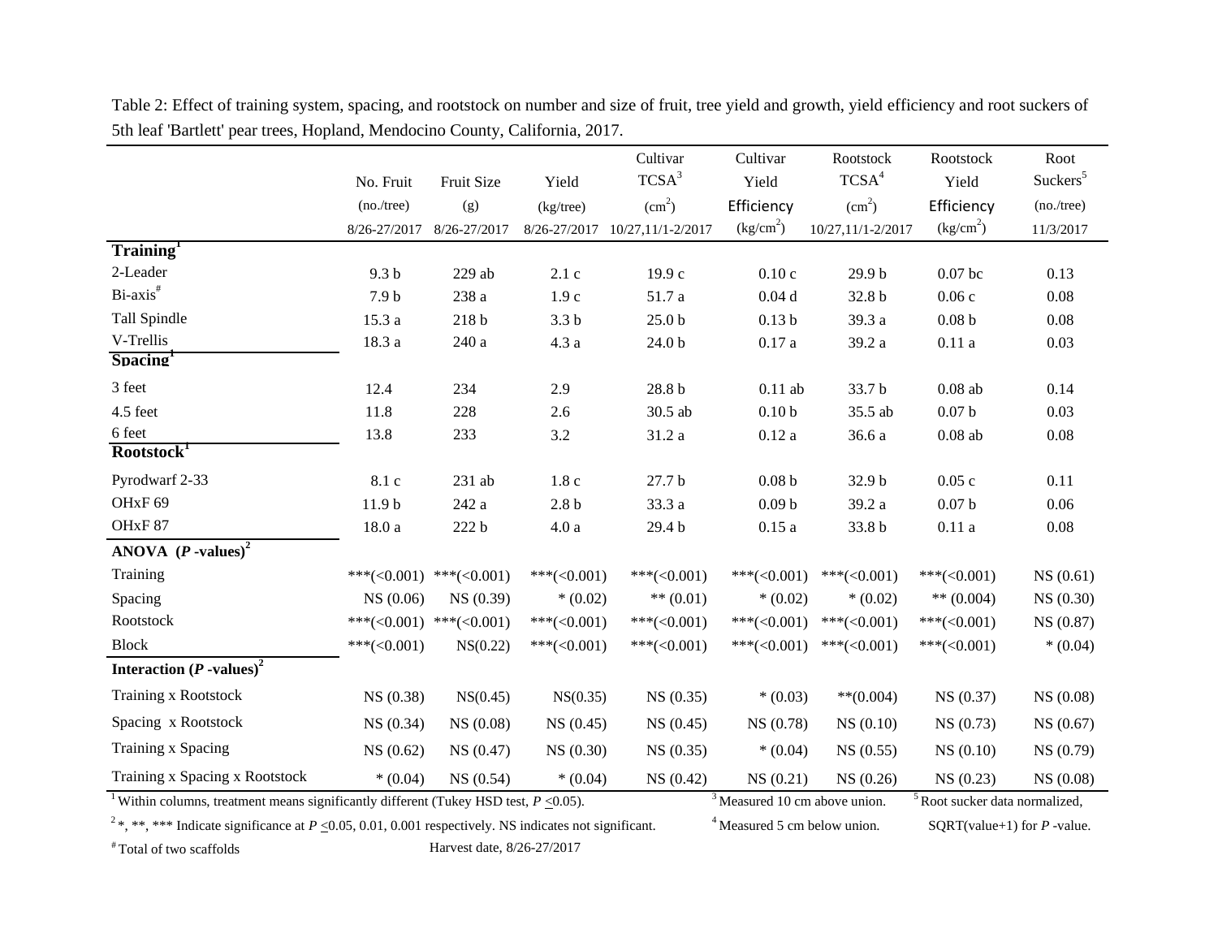Table 2: Effect of training system, spacing, and rootstock on number and size of fruit, tree yield and growth, yield efficiency and root suckers of 5th leaf 'Bartlett' pear trees, Hopland, Mendocino County, California, 2017.

| | No. Fruit (no./tree) 8/26-27/2017 | Fruit Size (g) 8/26-27/2017 | Yield (kg/tree) 8/26-27/2017 | Cultivar TCSA[3] ($cm^2$) 10/27,11/1-2/2017 | Cultivar Yield Efficiency ($kg/cm^2$) | Rootstock TCSA[4] ($cm^2$) 10/27,11/1-2/2017 | Rootstock Yield Efficiency ($kg/cm^2$) | Root Suckers[5] (no./tree) 11/3/2017 |
|---|---|---|---|---|---|---|---|---|
| **Training[1]** | | | | | | | | |
| 2-Leader | 9.3 b | 229 ab | 2.1 c | 19.9 c | 0.10 c | 29.9 b | 0.07 bc | 0.13 |
| Bi-axis[#] | 7.9 b | 238 a | 1.9 c | 51.7 a | 0.04 d | 32.8 b | 0.06 c | 0.08 |
| Tall Spindle | 15.3 a | 218 b | 3.3 b | 25.0 b | 0.13 b | 39.3 a | 0.08 b | 0.08 |
| V-Trellis | 18.3 a | 240 a | 4.3 a | 24.0 b | 0.17 a | 39.2 a | 0.11 a | 0.03 |
| **Spacing[1]** | | | | | | | | |
| 3 feet | 12.4 | 234 | 2.9 | 28.8 b | 0.11 ab | 33.7 b | 0.08 ab | 0.14 |
| 4.5 feet | 11.8 | 228 | 2.6 | 30.5 ab | 0.10 b | 35.5 ab | 0.07 b | 0.03 |
| 6 feet | 13.8 | 233 | 3.2 | 31.2 a | 0.12 a | 36.6 a | 0.08 ab | 0.08 |
| **Rootstock[1]** | | | | | | | | |
| Pyrodwarf 2-33 | 8.1 c | 231 ab | 1.8 c | 27.7 b | 0.08 b | 32.9 b | 0.05 c | 0.11 |
| OHxF 69 | 11.9 b | 242 a | 2.8 b | 33.3 a | 0.09 b | 39.2 a | 0.07 b | 0.06 |
| OHxF 87 | 18.0 a | 222 b | 4.0 a | 29.4 b | 0.15 a | 33.8 b | 0.11 a | 0.08 |
| **ANOVA (*P*-values)[2]** | | | | | | | | |
| Training | ***(<0.001) | ***(<0.001) | ***(<0.001) | ***(<0.001) | ***(<0.001) | ***(<0.001) | ***(<0.001) | NS (0.61) |
| Spacing | NS (0.06) | NS (0.39) | * (0.02) | ** (0.01) | * (0.02) | * (0.02) | ** (0.004) | NS (0.30) |
| Rootstock | ***(<0.001) | ***(<0.001) | ***(<0.001) | ***(<0.001) | ***(<0.001) | ***(<0.001) | ***(<0.001) | NS (0.87) |
| Block | ***(<0.001) | NS(0.22) | ***(<0.001) | ***(<0.001) | ***(<0.001) | ***(<0.001) | ***(<0.001) | * (0.04) |
| **Interaction (*P*-values)[2]** | | | | | | | | |
| Training x Rootstock | NS (0.38) | NS(0.45) | NS(0.35) | NS (0.35) | * (0.03) | **(0.004) | NS (0.37) | NS (0.08) |
| Spacing x Rootstock | NS (0.34) | NS (0.08) | NS (0.45) | NS (0.45) | NS (0.78) | NS (0.10) | NS (0.73) | NS (0.67) |
| Training x Spacing | NS (0.62) | NS (0.47) | NS (0.30) | NS (0.35) | * (0.04) | NS (0.55) | NS (0.10) | NS (0.79) |
| Training x Spacing x Rootstock | * (0.04) | NS (0.54) | * (0.04) | NS (0.42) | NS (0.21) | NS (0.26) | NS (0.23) | NS (0.08) |

[1] Within columns, treatment means significantly different (Tukey HSD test, $P \leq 0.05$).

[2] *, **, *** Indicate significance at $P \leq 0.05$, 0.01, 0.001 respectively. NS indicates not significant.

[3] Measured 10 cm above union.

[4] Measured 5 cm below union.

[5] Root sucker data normalized, SQRT(value+1) for $P$-value.

[#] Total of two scaffolds

Harvest date, 8/26-27/2017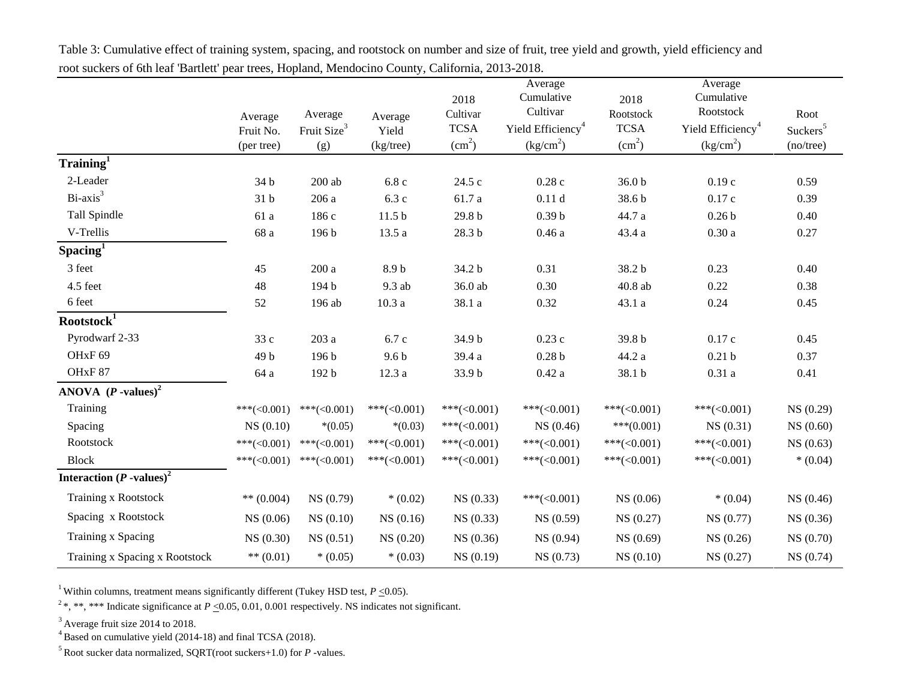Table 3: Cumulative effect of training system, spacing, and rootstock on number and size of fruit, tree yield and growth, yield efficiency and root suckers of 6th leaf 'Bartlett' pear trees, Hopland, Mendocino County, California, 2013-2018.

| | Average Fruit No. (per tree) | Average Fruit Size[3] (g) | Average Yield (kg/tree) | 2018 Cultivar TCSA ($cm^2$) | Average Cumulative Cultivar Yield Efficiency[4] (kg/$cm^2$) | 2018 Rootstock TCSA ($cm^2$) | Average Cumulative Rootstock Yield Efficiency[4] (kg/$cm^2$) | Root Suckers[5] (no/tree) |
|---|---|---|---|---|---|---|---|---|
| **Training[1]** | | | | | | | | |
| 2-Leader | 34 b | 200 ab | 6.8 c | 24.5 c | 0.28 c | 36.0 b | 0.19 c | 0.59 |
| Bi-axis[3] | 31 b | 206 a | 6.3 c | 61.7 a | 0.11 d | 38.6 b | 0.17 c | 0.39 |
| Tall Spindle | 61 a | 186 c | 11.5 b | 29.8 b | 0.39 b | 44.7 a | 0.26 b | 0.40 |
| V-Trellis | 68 a | 196 b | 13.5 a | 28.3 b | 0.46 a | 43.4 a | 0.30 a | 0.27 |
| **Spacing[1]** | | | | | | | | |
| 3 feet | 45 | 200 a | 8.9 b | 34.2 b | 0.31 | 38.2 b | 0.23 | 0.40 |
| 4.5 feet | 48 | 194 b | 9.3 ab | 36.0 ab | 0.30 | 40.8 ab | 0.22 | 0.38 |
| 6 feet | 52 | 196 ab | 10.3 a | 38.1 a | 0.32 | 43.1 a | 0.24 | 0.45 |
| **Rootstock[1]** | | | | | | | | |
| Pyrodwarf 2-33 | 33 c | 203 a | 6.7 c | 34.9 b | 0.23 c | 39.8 b | 0.17 c | 0.45 |
| OHxF 69 | 49 b | 196 b | 9.6 b | 39.4 a | 0.28 b | 44.2 a | 0.21 b | 0.37 |
| OHxF 87 | 64 a | 192 b | 12.3 a | 33.9 b | 0.42 a | 38.1 b | 0.31 a | 0.41 |
| **ANOVA (*P* -values)[2]** | | | | | | | | |
| Training | ***(<0.001) | ***(<0.001) | ***(<0.001) | ***(<0.001) | ***(<0.001) | ***(<0.001) | ***(<0.001) | NS (0.29) |
| Spacing | NS (0.10) | *(0.05) | *(0.03) | ***(<0.001) | NS (0.46) | ***(0.001) | NS (0.31) | NS (0.60) |
| Rootstock | ***(<0.001) | ***(<0.001) | ***(<0.001) | ***(<0.001) | ***(<0.001) | ***(<0.001) | ***(<0.001) | NS (0.63) |
| Block | ***(<0.001) | ***(<0.001) | ***(<0.001) | ***(<0.001) | ***(<0.001) | ***(<0.001) | ***(<0.001) | * (0.04) |
| **Interaction (*P* -values)[2]** | | | | | | | | |
| Training x Rootstock | ** (0.004) | NS (0.79) | * (0.02) | NS (0.33) | ***(<0.001) | NS (0.06) | * (0.04) | NS (0.46) |
| Spacing x Rootstock | NS (0.06) | NS (0.10) | NS (0.16) | NS (0.33) | NS (0.59) | NS (0.27) | NS (0.77) | NS (0.36) |
| Training x Spacing | NS (0.30) | NS (0.51) | NS (0.20) | NS (0.36) | NS (0.94) | NS (0.69) | NS (0.26) | NS (0.70) |
| Training x Spacing x Rootstock | ** (0.01) | * (0.05) | * (0.03) | NS (0.19) | NS (0.73) | NS (0.10) | NS (0.27) | NS (0.74) |

[1] Within columns, treatment means significantly different (Tukey HSD test, $P \leq 0.05$).

[2] *, **, *** Indicate significance at $P \leq 0.05$, 0.01, 0.001 respectively. NS indicates not significant.

[3] Average fruit size 2014 to 2018.

[4] Based on cumulative yield (2014-18) and final TCSA (2018).

[5] Root sucker data normalized, SQRT(root suckers+1.0) for *P* -values.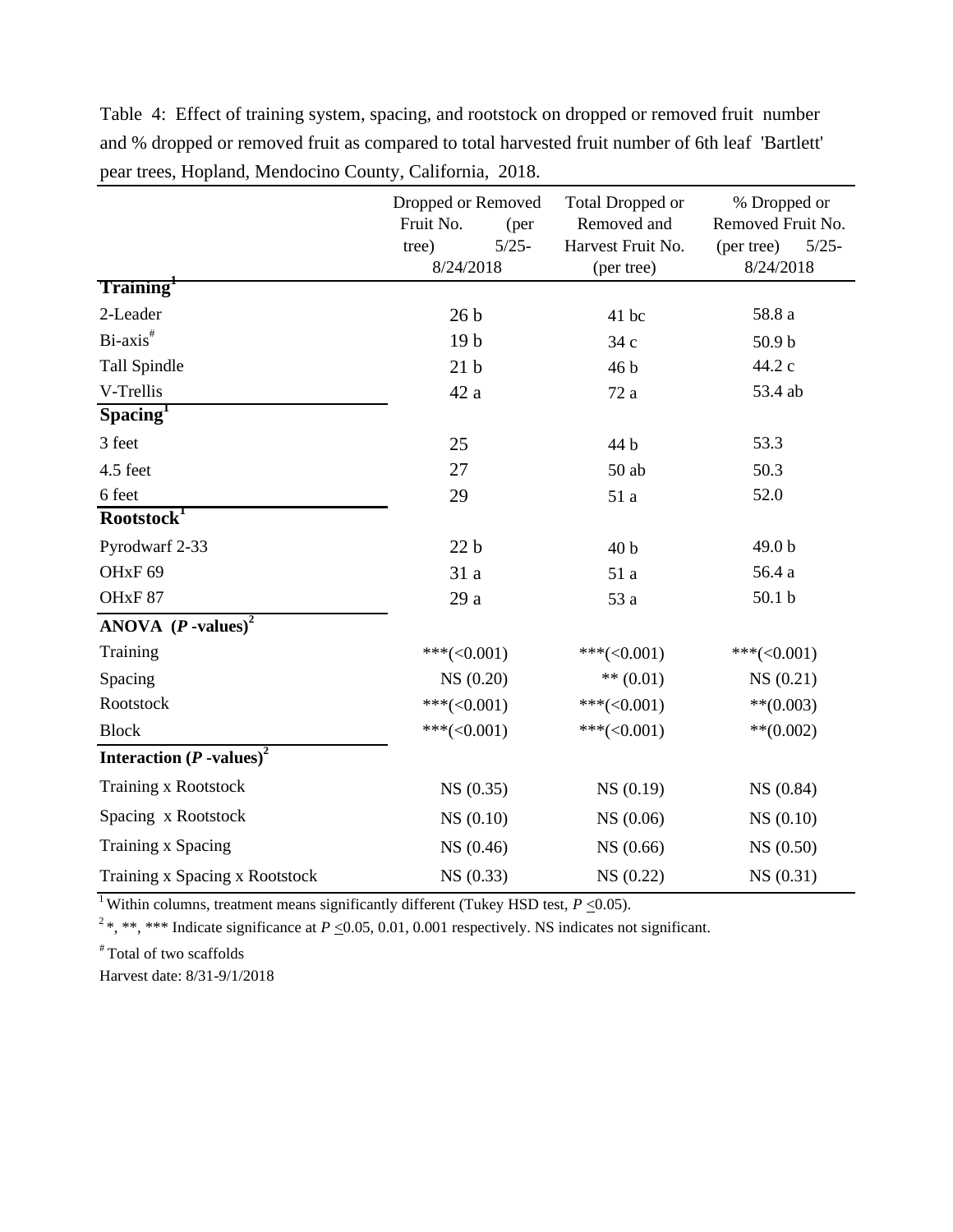Table 4: Effect of training system, spacing, and rootstock on dropped or removed fruit number and % dropped or removed fruit as compared to total harvested fruit number of 6th leaf 'Bartlett' pear trees, Hopland, Mendocino County, California, 2018.

| | Dropped or Removed Fruit No. (per tree) 5/25-8/24/2018 | Total Dropped or Removed and Harvest Fruit No. (per tree) | % Dropped or Removed Fruit No. (per tree) 5/25-8/24/2018 |
|---|---|---|---|
| **Training**[1] | | | |
| 2-Leader | 26 b | 41 bc | 58.8 a |
| Bi-axis[#] | 19 b | 34 c | 50.9 b |
| Tall Spindle | 21 b | 46 b | 44.2 c |
| V-Trellis | 42 a | 72 a | 53.4 ab |
| **Spacing**[1] | | | |
| 3 feet | 25 | 44 b | 53.3 |
| 4.5 feet | 27 | 50 ab | 50.3 |
| 6 feet | 29 | 51 a | 52.0 |
| **Rootstock**[1] | | | |
| Pyrodwarf 2-33 | 22 b | 40 b | 49.0 b |
| OHxF 69 | 31 a | 51 a | 56.4 a |
| OHxF 87 | 29 a | 53 a | 50.1 b |
| **ANOVA (*P* -values)**[2] | | | |
| Training | ***(<0.001) | ***(<0.001) | ***(<0.001) |
| Spacing | NS (0.20) | ** (0.01) | NS (0.21) |
| Rootstock | ***(<0.001) | ***(<0.001) | **(0.003) |
| Block | ***(<0.001) | ***(<0.001) | **(0.002) |
| **Interaction (*P* -values)**[2] | | | |
| Training x Rootstock | NS (0.35) | NS (0.19) | NS (0.84) |
| Spacing x Rootstock | NS (0.10) | NS (0.06) | NS (0.10) |
| Training x Spacing | NS (0.46) | NS (0.66) | NS (0.50) |
| Training x Spacing x Rootstock | NS (0.33) | NS (0.22) | NS (0.31) |

[1] Within columns, treatment means significantly different (Tukey HSD test, $P \leq 0.05$).

[2] *, **, *** Indicate significance at $P \leq 0.05$, 0.01, 0.001 respectively. NS indicates not significant.

[#] Total of two scaffolds

Harvest date: 8/31-9/1/2018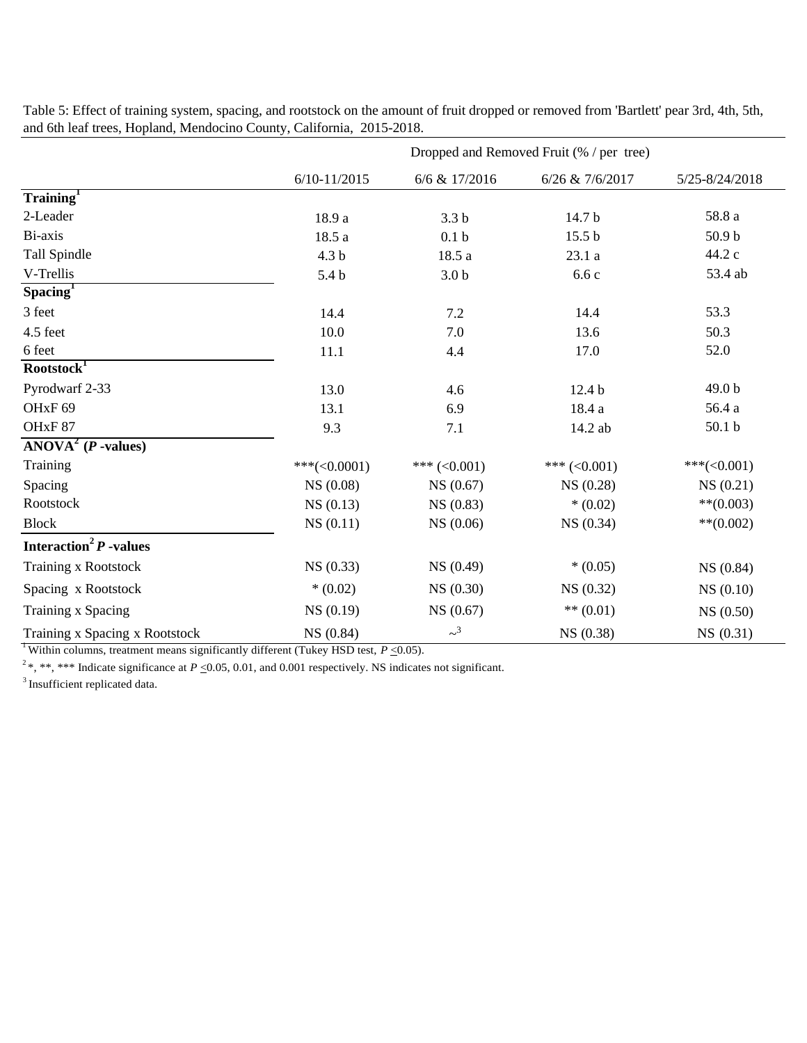Table 5: Effect of training system, spacing, and rootstock on the amount of fruit dropped or removed from 'Bartlett' pear 3rd, 4th, 5th, and 6th leaf trees, Hopland, Mendocino County, California, 2015-2018.

| | Dropped and Removed Fruit (% / per tree) | | | |
|---|---|---|---|---|
| | 6/10-11/2015 | 6/6 & 17/2016 | 6/26 & 7/6/2017 | 5/25-8/24/2018 |
| **Training**[1] | | | | |
| 2-Leader | 18.9 a | 3.3 b | 14.7 b | 58.8 a |
| Bi-axis | 18.5 a | 0.1 b | 15.5 b | 50.9 b |
| Tall Spindle | 4.3 b | 18.5 a | 23.1 a | 44.2 c |
| V-Trellis | 5.4 b | 3.0 b | 6.6 c | 53.4 ab |
| **Spacing**[1] | | | | |
| 3 feet | 14.4 | 7.2 | 14.4 | 53.3 |
| 4.5 feet | 10.0 | 7.0 | 13.6 | 50.3 |
| 6 feet | 11.1 | 4.4 | 17.0 | 52.0 |
| **Rootstock**[1] | | | | |
| Pyrodwarf 2-33 | 13.0 | 4.6 | 12.4 b | 49.0 b |
| OHxF 69 | 13.1 | 6.9 | 18.4 a | 56.4 a |
| OHxF 87 | 9.3 | 7.1 | 14.2 ab | 50.1 b |
| **ANOVA**[2] **(*P* -values)** | | | | |
| Training | ***(<0.0001) | *** (<0.001) | *** (<0.001) | ***(<0.001) |
| Spacing | NS (0.08) | NS (0.67) | NS (0.28) | NS (0.21) |
| Rootstock | NS (0.13) | NS (0.83) | * (0.02) | **(0.003) |
| Block | NS (0.11) | NS (0.06) | NS (0.34) | **(0.002) |
| **Interaction**[2] ***P* -values** | | | | |
| Training x Rootstock | NS (0.33) | NS (0.49) | * (0.05) | NS (0.84) |
| Spacing x Rootstock | * (0.02) | NS (0.30) | NS (0.32) | NS (0.10) |
| Training x Spacing | NS (0.19) | NS (0.67) | ** (0.01) | NS (0.50) |
| Training x Spacing x Rootstock | NS (0.84) | ~[3] | NS (0.38) | NS (0.31) |

[1] Within columns, treatment means significantly different (Tukey HSD test, $P \leq 0.05$).

[2] *, **, *** Indicate significance at $P \leq 0.05$, 0.01, and 0.001 respectively. NS indicates not significant.

[3] Insufficient replicated data.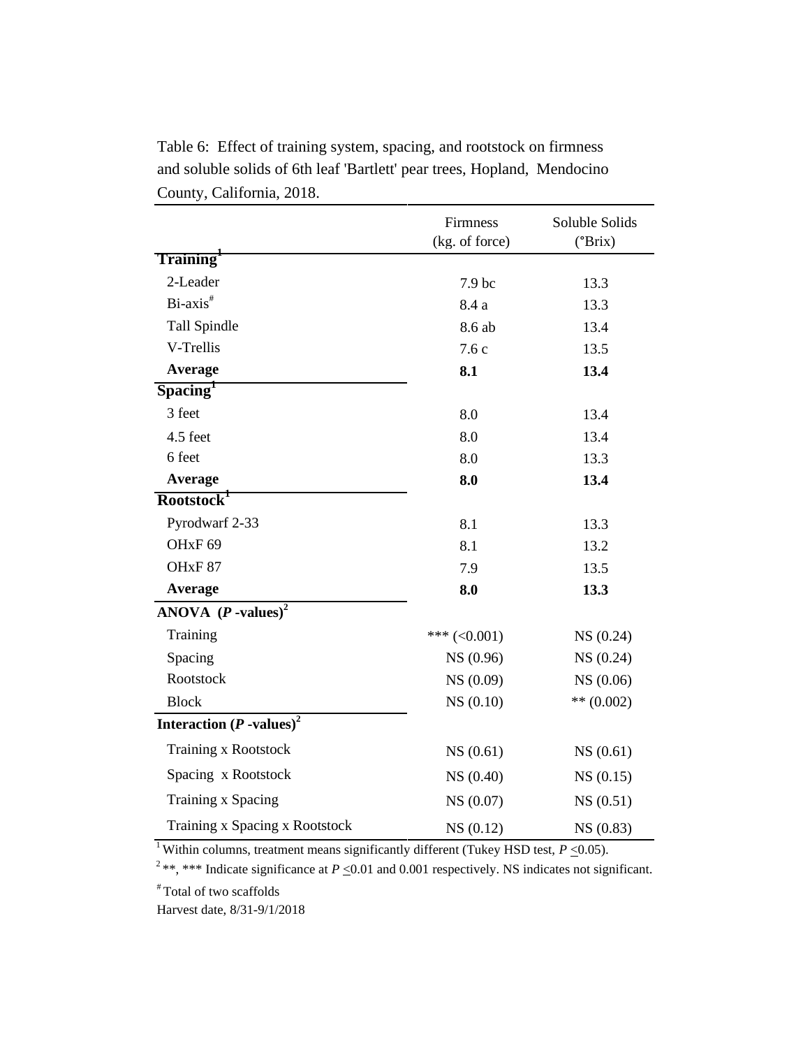Table 6: Effect of training system, spacing, and rootstock on firmness and soluble solids of 6th leaf 'Bartlett' pear trees, Hopland, Mendocino County, California, 2018.

| | Firmness (kg. of force) | Soluble Solids (°Brix) |
|---|---|---|
| **Training**[1] | | |
| 2-Leader | 7.9 bc | 13.3 |
| Bi-axis[#] | 8.4 a | 13.3 |
| Tall Spindle | 8.6 ab | 13.4 |
| V-Trellis | 7.6 c | 13.5 |
| **Average** | **8.1** | **13.4** |
| **Spacing**[1] | | |
| 3 feet | 8.0 | 13.4 |
| 4.5 feet | 8.0 | 13.4 |
| 6 feet | 8.0 | 13.3 |
| **Average** | **8.0** | **13.4** |
| **Rootstock**[1] | | |
| Pyrodwarf 2-33 | 8.1 | 13.3 |
| OHxF 69 | 8.1 | 13.2 |
| OHxF 87 | 7.9 | 13.5 |
| **Average** | **8.0** | **13.3** |
| **ANOVA (*P* -values)**[2] | | |
| Training | *** (<0.001) | NS (0.24) |
| Spacing | NS (0.96) | NS (0.24) |
| Rootstock | NS (0.09) | NS (0.06) |
| Block | NS (0.10) | ** (0.002) |
| **Interaction (*P* -values)**[2] | | |
| Training x Rootstock | NS (0.61) | NS (0.61) |
| Spacing x Rootstock | NS (0.40) | NS (0.15) |
| Training x Spacing | NS (0.07) | NS (0.51) |
| Training x Spacing x Rootstock | NS (0.12) | NS (0.83) |

[1] Within columns, treatment means significantly different (Tukey HSD test, $P \leq 0.05$).

[2] **, *** Indicate significance at $P \leq 0.01$ and 0.001 respectively. NS indicates not significant.

[#] Total of two scaffolds

Harvest date, 8/31-9/1/2018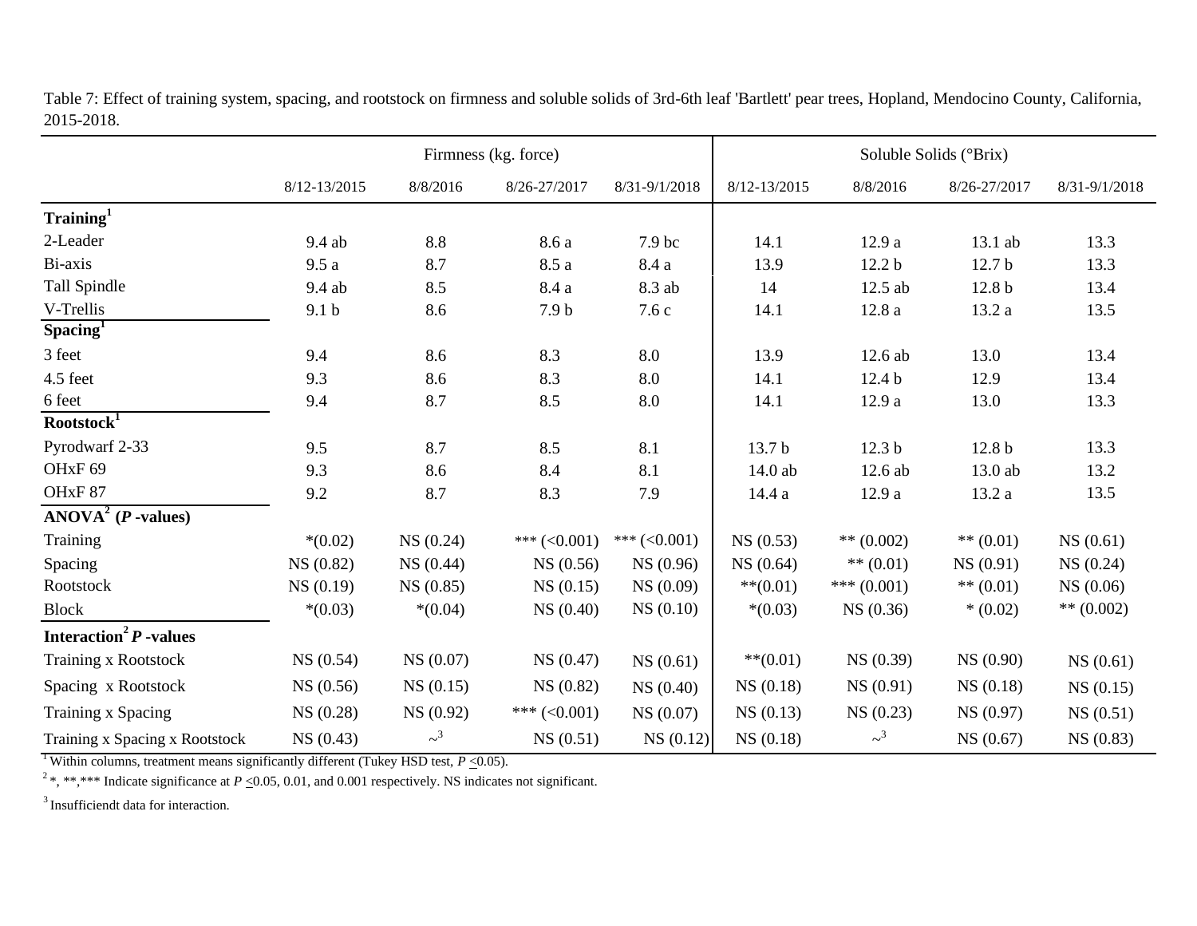Table 7: Effect of training system, spacing, and rootstock on firmness and soluble solids of 3rd-6th leaf 'Bartlett' pear trees, Hopland, Mendocino County, California, 2015-2018.

| | Firmness (kg. force) | | | | Soluble Solids (°Brix) | | | |
|---|---|---|---|---|---|---|---|---|
| | 8/12-13/2015 | 8/8/2016 | 8/26-27/2017 | 8/31-9/1/2018 | 8/12-13/2015 | 8/8/2016 | 8/26-27/2017 | 8/31-9/1/2018 |
| **Training**[1] | | | | | | | | |
| 2-Leader | 9.4 ab | 8.8 | 8.6 a | 7.9 bc | 14.1 | 12.9 a | 13.1 ab | 13.3 |
| Bi-axis | 9.5 a | 8.7 | 8.5 a | 8.4 a | 13.9 | 12.2 b | 12.7 b | 13.3 |
| Tall Spindle | 9.4 ab | 8.5 | 8.4 a | 8.3 ab | 14 | 12.5 ab | 12.8 b | 13.4 |
| V-Trellis | 9.1 b | 8.6 | 7.9 b | 7.6 c | 14.1 | 12.8 a | 13.2 a | 13.5 |
| **Spacing**[1] | | | | | | | | |
| 3 feet | 9.4 | 8.6 | 8.3 | 8.0 | 13.9 | 12.6 ab | 13.0 | 13.4 |
| 4.5 feet | 9.3 | 8.6 | 8.3 | 8.0 | 14.1 | 12.4 b | 12.9 | 13.4 |
| 6 feet | 9.4 | 8.7 | 8.5 | 8.0 | 14.1 | 12.9 a | 13.0 | 13.3 |
| **Rootstock**[1] | | | | | | | | |
| Pyrodwarf 2-33 | 9.5 | 8.7 | 8.5 | 8.1 | 13.7 b | 12.3 b | 12.8 b | 13.3 |
| OHxF 69 | 9.3 | 8.6 | 8.4 | 8.1 | 14.0 ab | 12.6 ab | 13.0 ab | 13.2 |
| OHxF 87 | 9.2 | 8.7 | 8.3 | 7.9 | 14.4 a | 12.9 a | 13.2 a | 13.5 |
| **ANOVA**[2] **(*P* -values)** | | | | | | | | |
| Training | *(0.02) | NS (0.24) | *** (<0.001) | *** (<0.001) | NS (0.53) | ** (0.002) | ** (0.01) | NS (0.61) |
| Spacing | NS (0.82) | NS (0.44) | NS (0.56) | NS (0.96) | NS (0.64) | ** (0.01) | NS (0.91) | NS (0.24) |
| Rootstock | NS (0.19) | NS (0.85) | NS (0.15) | NS (0.09) | **(0.01) | *** (0.001) | ** (0.01) | NS (0.06) |
| Block | *(0.03) | *(0.04) | NS (0.40) | NS (0.10) | *(0.03) | NS (0.36) | * (0.02) | ** (0.002) |
| **Interaction**[2] ***P* -values** | | | | | | | | |
| Training x Rootstock | NS (0.54) | NS (0.07) | NS (0.47) | NS (0.61) | **(0.01) | NS (0.39) | NS (0.90) | NS (0.61) |
| Spacing x Rootstock | NS (0.56) | NS (0.15) | NS (0.82) | NS (0.40) | NS (0.18) | NS (0.91) | NS (0.18) | NS (0.15) |
| Training x Spacing | NS (0.28) | NS (0.92) | *** (<0.001) | NS (0.07) | NS (0.13) | NS (0.23) | NS (0.97) | NS (0.51) |
| Training x Spacing x Rootstock | NS (0.43) | ~[3] | NS (0.51) | NS (0.12) | NS (0.18) | ~[3] | NS (0.67) | NS (0.83) |

[1] Within columns, treatment means significantly different (Tukey HSD test, $P \leq 0.05$).

[2] *, **,*** Indicate significance at $P \leq 0.05$, 0.01, and 0.001 respectively. NS indicates not significant.

[3] Insufficiendt data for interaction.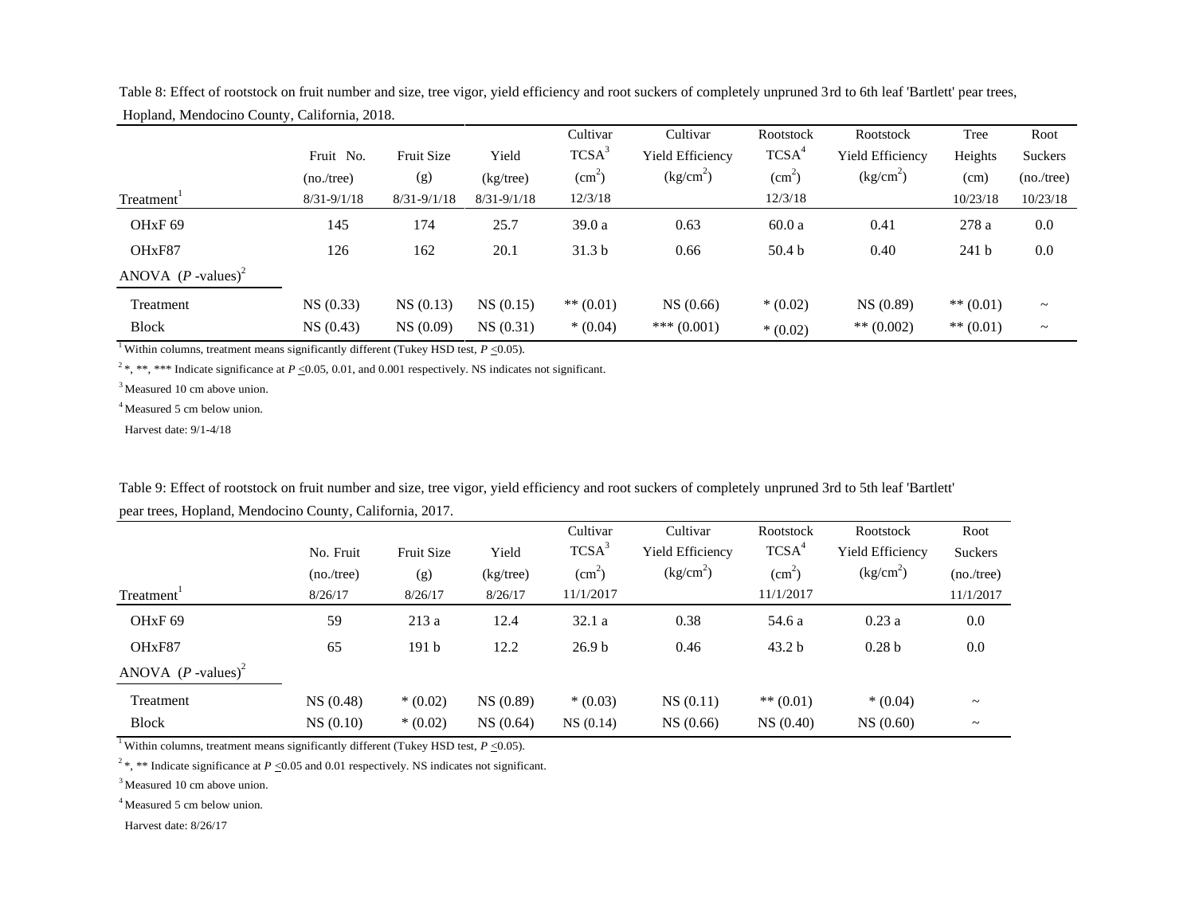Table 8: Effect of rootstock on fruit number and size, tree vigor, yield efficiency and root suckers of completely unpruned 3rd to 6th leaf 'Bartlett' pear trees, Hopland, Mendocino County, California, 2018.

| Treatment[1] | Fruit No. (no./tree) 8/31-9/1/18 | Fruit Size (g) 8/31-9/1/18 | Yield (kg/tree) 8/31-9/1/18 | Cultivar TCSA[3] ($cm^2$) 12/3/18 | Cultivar Yield Efficiency ($kg/cm^2$) | Rootstock TCSA[4] ($cm^2$) 12/3/18 | Rootstock Yield Efficiency ($kg/cm^2$) | Tree Heights (cm) 10/23/18 | Root Suckers (no./tree) 10/23/18 |
|---|---|---|---|---|---|---|---|---|---|
| OHxF 69 | 145 | 174 | 25.7 | 39.0 a | 0.63 | 60.0 a | 0.41 | 278 a | 0.0 |
| OHxF87 | 126 | 162 | 20.1 | 31.3 b | 0.66 | 50.4 b | 0.40 | 241 b | 0.0 |
| ANOVA (*P* -values)[2] | | | | | | | | | |
| Treatment | NS (0.33) | NS (0.13) | NS (0.15) | ** (0.01) | NS (0.66) | * (0.02) | NS (0.89) | ** (0.01) | ~ |
| Block | NS (0.43) | NS (0.09) | NS (0.31) | * (0.04) | *** (0.001) | * (0.02) | ** (0.002) | ** (0.01) | ~ |

[1] Within columns, treatment means significantly different (Tukey HSD test, $P \leq 0.05$).

[2] *, **, *** Indicate significance at $P \leq 0.05$, 0.01, and 0.001 respectively. NS indicates not significant.

[3] Measured 10 cm above union.

[4] Measured 5 cm below union.

Harvest date: 9/1-4/18

Table 9: Effect of rootstock on fruit number and size, tree vigor, yield efficiency and root suckers of completely unpruned 3rd to 5th leaf 'Bartlett' pear trees, Hopland, Mendocino County, California, 2017.

| Treatment[1] | No. Fruit (no./tree) 8/26/17 | Fruit Size (g) 8/26/17 | Yield (kg/tree) 8/26/17 | Cultivar TCSA[3] ($cm^2$) 11/1/2017 | Cultivar Yield Efficiency ($kg/cm^2$) | Rootstock TCSA[4] ($cm^2$) 11/1/2017 | Rootstock Yield Efficiency ($kg/cm^2$) | Root Suckers (no./tree) 11/1/2017 |
|---|---|---|---|---|---|---|---|---|
| OHxF 69 | 59 | 213 a | 12.4 | 32.1 a | 0.38 | 54.6 a | 0.23 a | 0.0 |
| OHxF87 | 65 | 191 b | 12.2 | 26.9 b | 0.46 | 43.2 b | 0.28 b | 0.0 |
| ANOVA (*P* -values)[2] | | | | | | | | |
| Treatment | NS (0.48) | * (0.02) | NS (0.89) | * (0.03) | NS (0.11) | ** (0.01) | * (0.04) | ~ |
| Block | NS (0.10) | * (0.02) | NS (0.64) | NS (0.14) | NS (0.66) | NS (0.40) | NS (0.60) | ~ |

[1] Within columns, treatment means significantly different (Tukey HSD test, $P \leq 0.05$).

[2] *, ** Indicate significance at $P \leq 0.05$ and 0.01 respectively. NS indicates not significant.

[3] Measured 10 cm above union.

[4] Measured 5 cm below union.

Harvest date: 8/26/17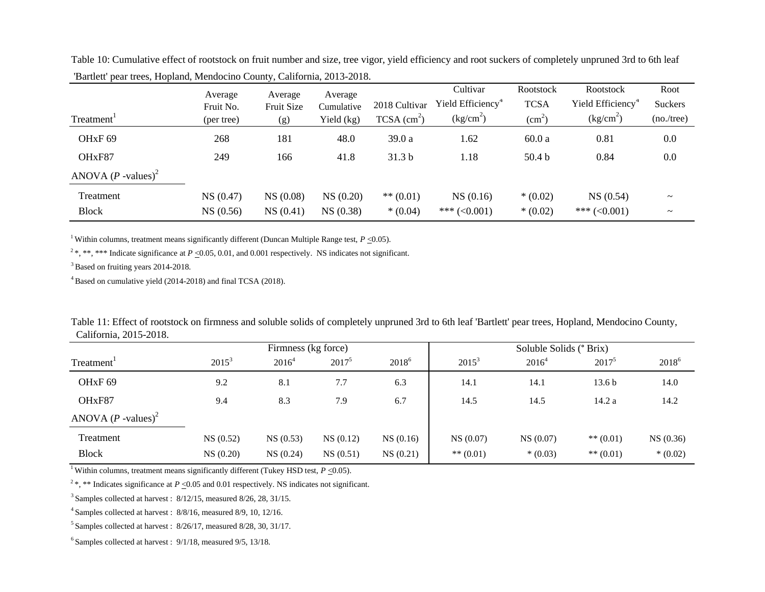Table 10: Cumulative effect of rootstock on fruit number and size, tree vigor, yield efficiency and root suckers of completely unpruned 3rd to 6th leaf 'Bartlett' pear trees, Hopland, Mendocino County, California, 2013-2018.

| Treatment[1] | Average Fruit No. (per tree) | Average Fruit Size (g) | Average Cumulative Yield (kg) | 2018 Cultivar TCSA ($cm^2$) | Cultivar Yield Efficiency[4] ($kg/cm^2$) | Rootstock TCSA ($cm^2$) | Rootstock Yield Efficiency[4] ($kg/cm^2$) | Root Suckers (no./tree) |
|---|---|---|---|---|---|---|---|---|
| OHxF 69 | 268 | 181 | 48.0 | 39.0 a | 1.62 | 60.0 a | 0.81 | 0.0 |
| OHxF87 | 249 | 166 | 41.8 | 31.3 b | 1.18 | 50.4 b | 0.84 | 0.0 |
| ANOVA (*P* -values)[2] | | | | | | | | |
| Treatment | NS (0.47) | NS (0.08) | NS (0.20) | ** (0.01) | NS (0.16) | * (0.02) | NS (0.54) | ~ |
| Block | NS (0.56) | NS (0.41) | NS (0.38) | * (0.04) | *** (<0.001) | * (0.02) | *** (<0.001) | ~ |

[1] Within columns, treatment means significantly different (Duncan Multiple Range test, $P \leq 0.05$).

[2] *, **, *** Indicate significance at $P \leq 0.05$, 0.01, and 0.001 respectively. NS indicates not significant.

[3] Based on fruiting years 2014-2018.

[4] Based on cumulative yield (2014-2018) and final TCSA (2018).

Table 11: Effect of rootstock on firmness and soluble solids of completely unpruned 3rd to 6th leaf 'Bartlett' pear trees, Hopland, Mendocino County, California, 2015-2018.

| | Firmness (kg force) | | | | Soluble Solids (° Brix) | | | |
|---|---|---|---|---|---|---|---|---|
| Treatment[1] | 2015[3] | 2016[4] | 2017[5] | 2018[6] | 2015[3] | 2016[4] | 2017[5] | 2018[6] |
| OHxF 69 | 9.2 | 8.1 | 7.7 | 6.3 | 14.1 | 14.1 | 13.6 b | 14.0 |
| OHxF87 | 9.4 | 8.3 | 7.9 | 6.7 | 14.5 | 14.5 | 14.2 a | 14.2 |
| ANOVA (*P* -values)[2] | | | | | | | | |
| Treatment | NS (0.52) | NS (0.53) | NS (0.12) | NS (0.16) | NS (0.07) | NS (0.07) | ** (0.01) | NS (0.36) |
| Block | NS (0.20) | NS (0.24) | NS (0.51) | NS (0.21) | ** (0.01) | * (0.03) | ** (0.01) | * (0.02) |

[1] Within columns, treatment means significantly different (Tukey HSD test, $P \leq 0.05$).

[2] *, ** Indicates significance at $P \leq 0.05$ and 0.01 respectively. NS indicates not significant.

[3] Samples collected at harvest : 8/12/15, measured 8/26, 28, 31/15.

[4] Samples collected at harvest : 8/8/16, measured 8/9, 10, 12/16.

[5] Samples collected at harvest : 8/26/17, measured 8/28, 30, 31/17.

[6] Samples collected at harvest : 9/1/18, measured 9/5, 13/18.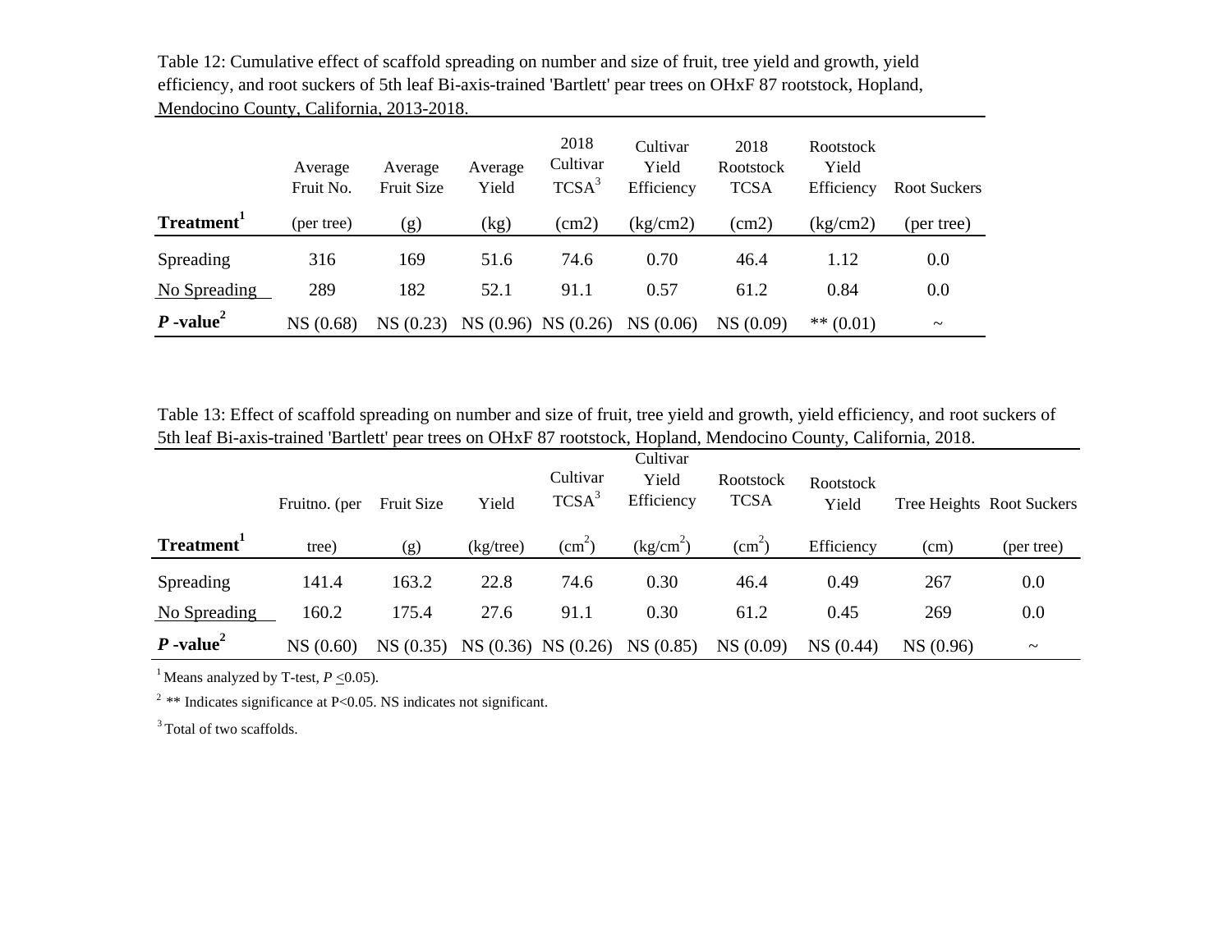Table 12: Cumulative effect of scaffold spreading on number and size of fruit, tree yield and growth, yield efficiency, and root suckers of 5th leaf Bi-axis-trained 'Bartlett' pear trees on OHxF 87 rootstock, Hopland, Mendocino County, California, 2013-2018.

| Treatment[1] | Average Fruit No. (per tree) | Average Fruit Size (g) | Average Yield (kg) | 2018 Cultivar TCSA[3] (cm2) | Cultivar Yield Efficiency (kg/cm2) | 2018 Rootstock TCSA (cm2) | Rootstock Yield Efficiency (kg/cm2) | Root Suckers (per tree) |
|---|---|---|---|---|---|---|---|---|
| Spreading | 316 | 169 | 51.6 | 74.6 | 0.70 | 46.4 | 1.12 | 0.0 |
| No Spreading | 289 | 182 | 52.1 | 91.1 | 0.57 | 61.2 | 0.84 | 0.0 |
| ***P*-value[2]** | NS (0.68) | NS (0.23) | NS (0.96) | NS (0.26) | NS (0.06) | NS (0.09) | ** (0.01) | ~ |

Table 13: Effect of scaffold spreading on number and size of fruit, tree yield and growth, yield efficiency, and root suckers of 5th leaf Bi-axis-trained 'Bartlett' pear trees on OHxF 87 rootstock, Hopland, Mendocino County, California, 2018.

| Treatment[1] | Fruitno. (per tree) | Fruit Size (g) | Yield (kg/tree) | Cultivar TCSA[3] ($cm^2$) | Cultivar Yield Efficiency ($kg/cm^2$) | Rootstock TCSA ($cm^2$) | Rootstock Yield Efficiency | Tree Heights (cm) | Root Suckers (per tree) |
|---|---|---|---|---|---|---|---|---|---|
| Spreading | 141.4 | 163.2 | 22.8 | 74.6 | 0.30 | 46.4 | 0.49 | 267 | 0.0 |
| No Spreading | 160.2 | 175.4 | 27.6 | 91.1 | 0.30 | 61.2 | 0.45 | 269 | 0.0 |
| ***P*-value[2]** | NS (0.60) | NS (0.35) | NS (0.36) | NS (0.26) | NS (0.85) | NS (0.09) | NS (0.44) | NS (0.96) | ~ |

[1] Means analyzed by T-test, $P \leq 0.05$).

[2] ** Indicates significance at P<0.05. NS indicates not significant.

[3] Total of two scaffolds.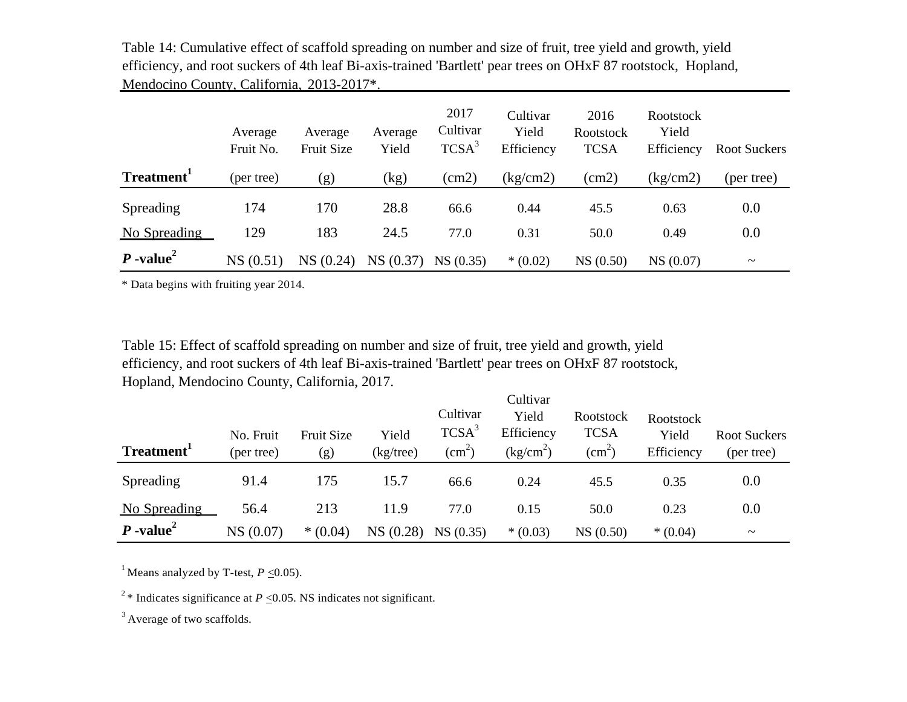Table 14: Cumulative effect of scaffold spreading on number and size of fruit, tree yield and growth, yield efficiency, and root suckers of 4th leaf Bi-axis-trained 'Bartlett' pear trees on OHxF 87 rootstock, Hopland, Mendocino County, California, 2013-2017*.

| Treatment[1] | Average Fruit No. (per tree) | Average Fruit Size (g) | Average Yield (kg) | 2017 Cultivar TCSA[3] (cm2) | Cultivar Yield Efficiency (kg/cm2) | 2016 Rootstock TCSA (cm2) | Rootstock Yield Efficiency (kg/cm2) | Root Suckers (per tree) |
|---|---|---|---|---|---|---|---|---|
| Spreading | 174 | 170 | 28.8 | 66.6 | 0.44 | 45.5 | 0.63 | 0.0 |
| No Spreading | 129 | 183 | 24.5 | 77.0 | 0.31 | 50.0 | 0.49 | 0.0 |
| *P* -value[2] | NS (0.51) | NS (0.24) | NS (0.37) | NS (0.35) | * (0.02) | NS (0.50) | NS (0.07) | ~ |

* Data begins with fruiting year 2014.

Table 15: Effect of scaffold spreading on number and size of fruit, tree yield and growth, yield efficiency, and root suckers of 4th leaf Bi-axis-trained 'Bartlett' pear trees on OHxF 87 rootstock, Hopland, Mendocino County, California, 2017.

| Treatment[1] | No. Fruit (per tree) | Fruit Size (g) | Yield (kg/tree) | Cultivar TCSA[3] ($cm^2$) | Cultivar Yield Efficiency ($kg/cm^2$) | Rootstock TCSA ($cm^2$) | Rootstock Yield Efficiency | Root Suckers (per tree) |
|---|---|---|---|---|---|---|---|---|
| Spreading | 91.4 | 175 | 15.7 | 66.6 | 0.24 | 45.5 | 0.35 | 0.0 |
| No Spreading | 56.4 | 213 | 11.9 | 77.0 | 0.15 | 50.0 | 0.23 | 0.0 |
| *P* -value[2] | NS (0.07) | * (0.04) | NS (0.28) | NS (0.35) | * (0.03) | NS (0.50) | * (0.04) | ~ |

[1] Means analyzed by T-test, $P \leq 0.05$).

[2] * Indicates significance at $P \leq 0.05$. NS indicates not significant.

[3] Average of two scaffolds.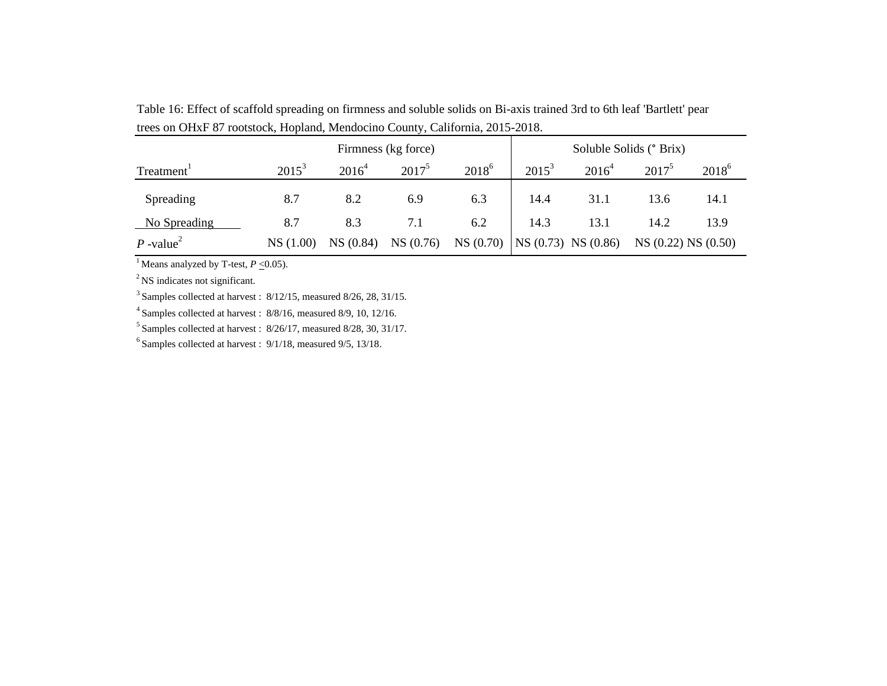Table 16: Effect of scaffold spreading on firmness and soluble solids on Bi-axis trained 3rd to 6th leaf 'Bartlett' pear trees on OHxF 87 rootstock, Hopland, Mendocino County, California, 2015-2018.

| | Firmness (kg force) | | | | Soluble Solids (° Brix) | | | |
|---|---|---|---|---|---|---|---|---|
| Treatment[1] | 2015[3] | 2016[4] | 2017[5] | 2018[6] | 2015[3] | 2016[4] | 2017[5] | 2018[6] |
| Spreading | 8.7 | 8.2 | 6.9 | 6.3 | 14.4 | 31.1 | 13.6 | 14.1 |
| No Spreading | 8.7 | 8.3 | 7.1 | 6.2 | 14.3 | 13.1 | 14.2 | 13.9 |
| *P* -value[2] | NS (1.00) | NS (0.84) | NS (0.76) | NS (0.70) | NS (0.73) | NS (0.86) | NS (0.22) | NS (0.50) |

[1] Means analyzed by T-test, $P \leq 0.05$).

[2] NS indicates not significant.

[3] Samples collected at harvest : 8/12/15, measured 8/26, 28, 31/15.

[4] Samples collected at harvest : 8/8/16, measured 8/9, 10, 12/16.

[5] Samples collected at harvest : 8/26/17, measured 8/28, 30, 31/17.

[6] Samples collected at harvest : 9/1/18, measured 9/5, 13/18.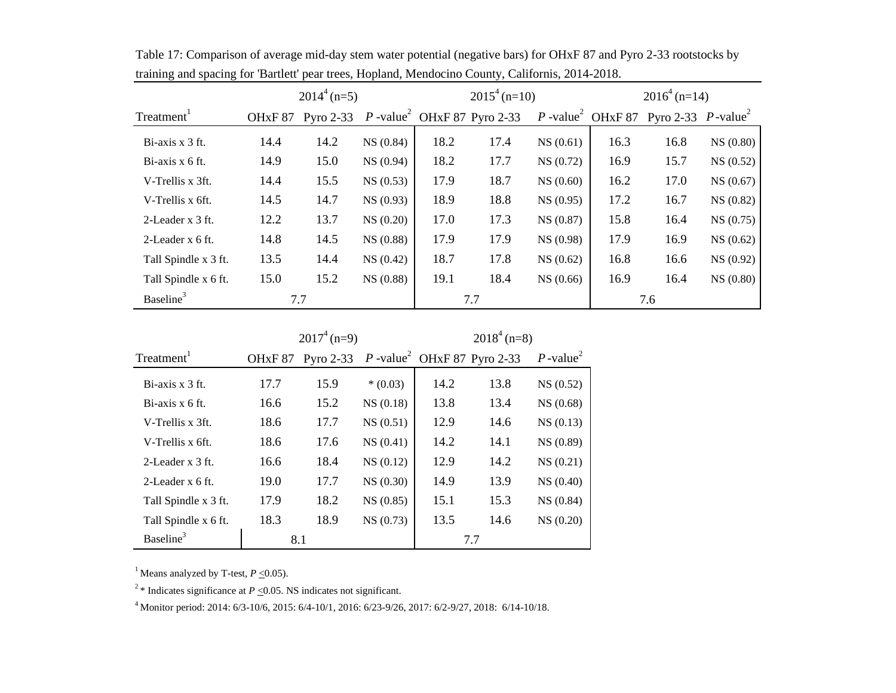Table 17: Comparison of average mid-day stem water potential (negative bars) for OHxF 87 and Pyro 2-33 rootstocks by training and spacing for 'Bartlett' pear trees, Hopland, Mendocino County, Californis, 2014-2018.

| | 2014[4] (n=5) | | | 2015[4] (n=10) | | | 2016[4] (n=14) | | |
|---|---|---|---|---|---|---|---|---|---|
| Treatment[1] | OHxF 87 | Pyro 2-33 | *P* -value[2] | OHxF 87 | Pyro 2-33 | *P* -value[2] | OHxF 87 | Pyro 2-33 | *P* -value[2] |
| Bi-axis x 3 ft. | 14.4 | 14.2 | NS (0.84) | 18.2 | 17.4 | NS (0.61) | 16.3 | 16.8 | NS (0.80) |
| Bi-axis x 6 ft. | 14.9 | 15.0 | NS (0.94) | 18.2 | 17.7 | NS (0.72) | 16.9 | 15.7 | NS (0.52) |
| V-Trellis x 3ft. | 14.4 | 15.5 | NS (0.53) | 17.9 | 18.7 | NS (0.60) | 16.2 | 17.0 | NS (0.67) |
| V-Trellis x 6ft. | 14.5 | 14.7 | NS (0.93) | 18.9 | 18.8 | NS (0.95) | 17.2 | 16.7 | NS (0.82) |
| 2-Leader x 3 ft. | 12.2 | 13.7 | NS (0.20) | 17.0 | 17.3 | NS (0.87) | 15.8 | 16.4 | NS (0.75) |
| 2-Leader x 6 ft. | 14.8 | 14.5 | NS (0.88) | 17.9 | 17.9 | NS (0.98) | 17.9 | 16.9 | NS (0.62) |
| Tall Spindle x 3 ft. | 13.5 | 14.4 | NS (0.42) | 18.7 | 17.8 | NS (0.62) | 16.8 | 16.6 | NS (0.92) |
| Tall Spindle x 6 ft. | 15.0 | 15.2 | NS (0.88) | 19.1 | 18.4 | NS (0.66) | 16.9 | 16.4 | NS (0.80) |
| Baseline[3] | 7.7 | | | 7.7 | | | 7.6 | | |

| | 2017[4] (n=9) | | | 2018[4] (n=8) | | |
|---|---|---|---|---|---|---|
| Treatment[1] | OHxF 87 | Pyro 2-33 | *P* -value[2] | OHxF 87 | Pyro 2-33 | *P* -value[2] |
| Bi-axis x 3 ft. | 17.7 | 15.9 | * (0.03) | 14.2 | 13.8 | NS (0.52) |
| Bi-axis x 6 ft. | 16.6 | 15.2 | NS (0.18) | 13.8 | 13.4 | NS (0.68) |
| V-Trellis x 3ft. | 18.6 | 17.7 | NS (0.51) | 12.9 | 14.6 | NS (0.13) |
| V-Trellis x 6ft. | 18.6 | 17.6 | NS (0.41) | 14.2 | 14.1 | NS (0.89) |
| 2-Leader x 3 ft. | 16.6 | 18.4 | NS (0.12) | 12.9 | 14.2 | NS (0.21) |
| 2-Leader x 6 ft. | 19.0 | 17.7 | NS (0.30) | 14.9 | 13.9 | NS (0.40) |
| Tall Spindle x 3 ft. | 17.9 | 18.2 | NS (0.85) | 15.1 | 15.3 | NS (0.84) |
| Tall Spindle x 6 ft. | 18.3 | 18.9 | NS (0.73) | 13.5 | 14.6 | NS (0.20) |
| Baseline[3] | 8.1 | | | 7.7 | | |

[1] Means analyzed by T-test, $P \leq 0.05$).

[2] * Indicates significance at $P \leq 0.05$. NS indicates not significant.

[4] Monitor period: 2014: 6/3-10/6, 2015: 6/4-10/1, 2016: 6/23-9/26, 2017: 6/2-9/27, 2018: 6/14-10/18.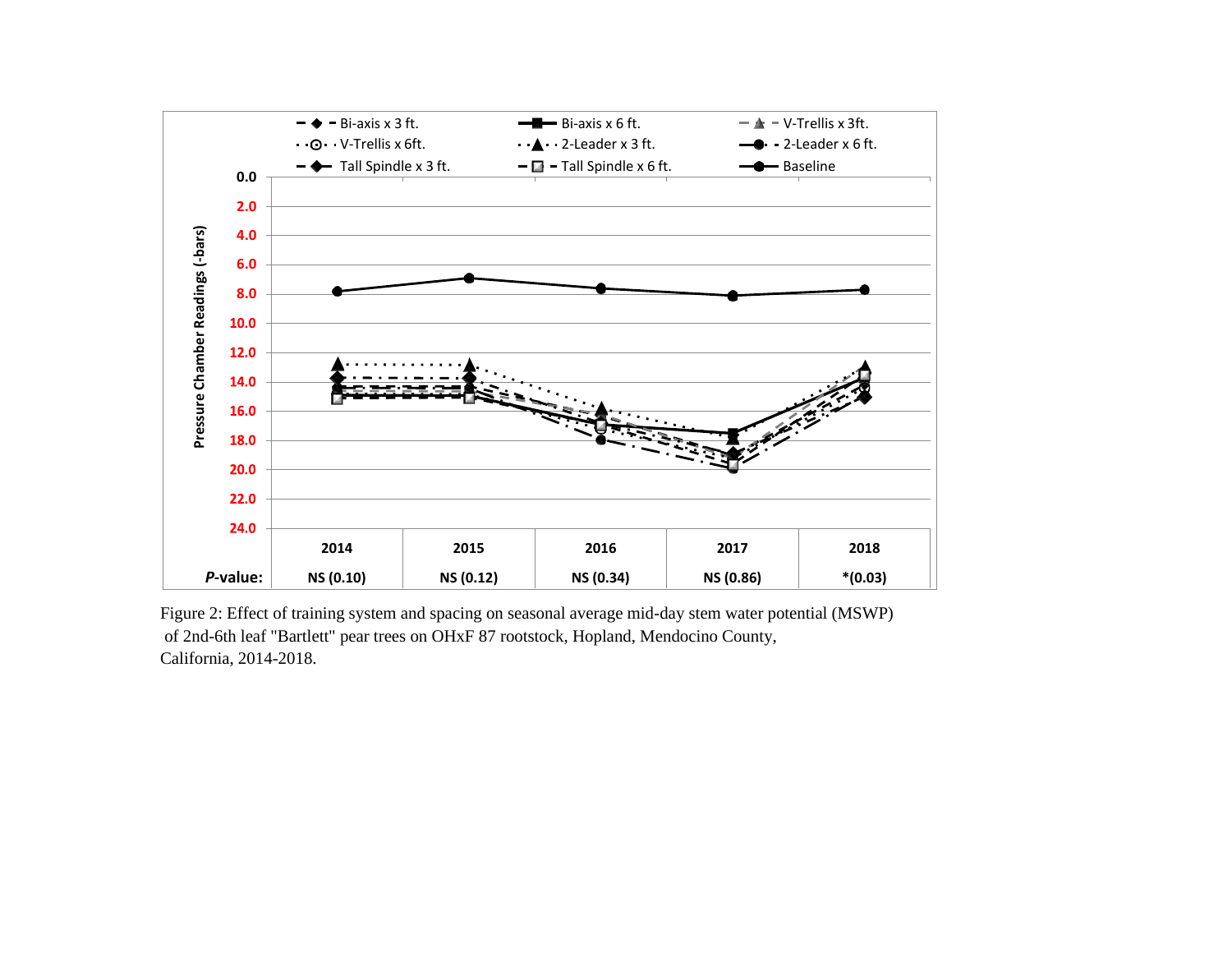| | 2014 | 2015 | 2016 | 2017 | 2018 |
|---|---|---|---|---|---|
| *P*-value: | NS (0.10) | NS (0.12) | NS (0.34) | NS (0.86) | *(0.03) |

Figure 2: Effect of training system and spacing on seasonal average mid-day stem water potential (MSWP) of 2nd-6th leaf "Bartlett" pear trees on OHxF 87 rootstock, Hopland, Mendocino County, California, 2014-2018.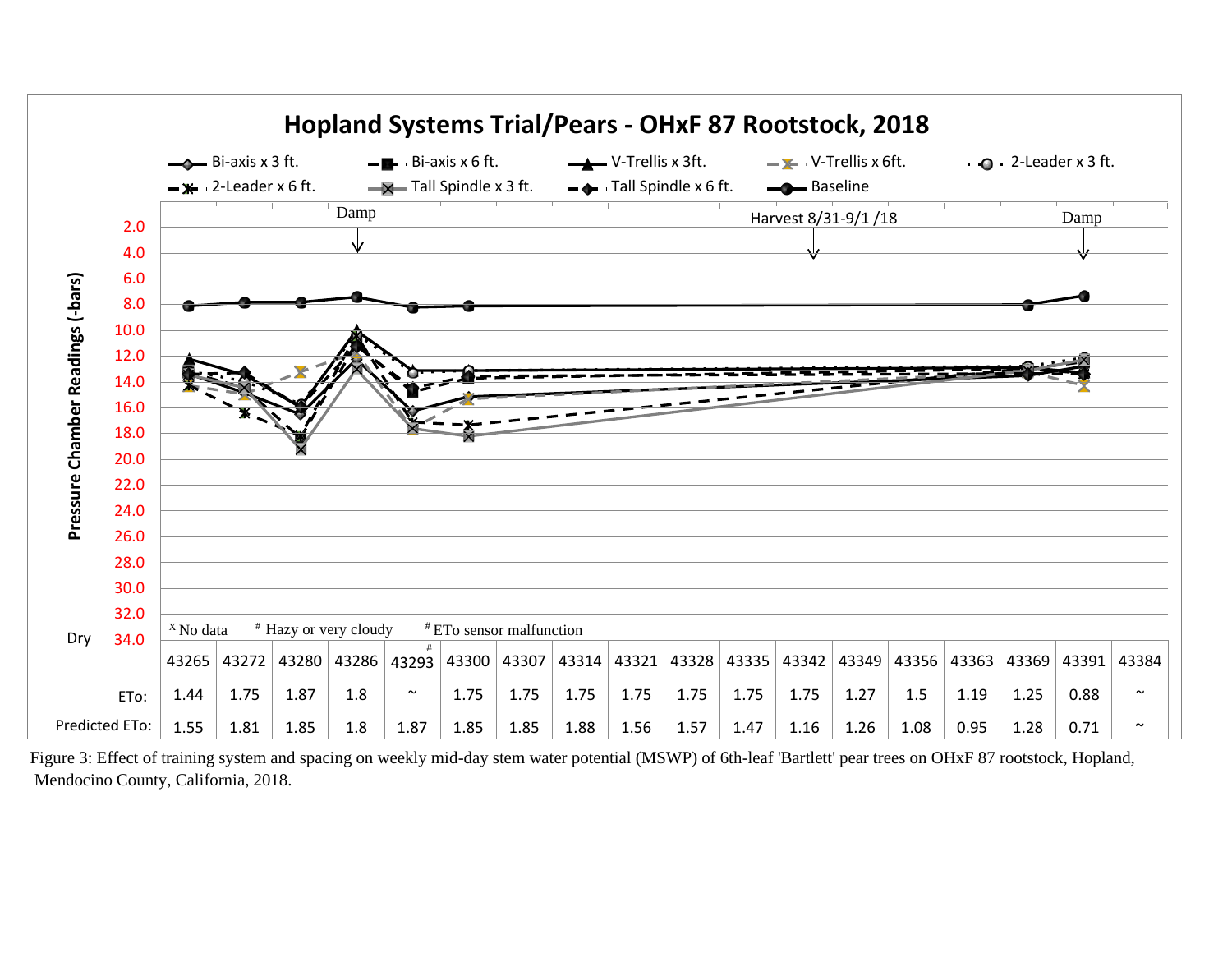## Hopland Systems Trial/Pears - OHxF 87 Rootstock, 2018

Legend: Bi-axis x 3 ft. | Bi-axis x 6 ft. | V-Trellis x 3ft. | V-Trellis x 6ft. | 2-Leader x 3 ft. | 2-Leader x 6 ft. | Tall Spindle x 3 ft. | Tall Spindle x 6 ft. | Baseline

Pressure Chamber Readings (-bars): 2.0 – 34.0 (Dry)

Annotations: Damp | Harvest 8/31-9/1 /18 | Damp

[x] No data  [#] Hazy or very cloudy  [#] ETo sensor malfunction

| | 43265 | 43272 | 43280 | 43286 | 43293 [#] | 43300 | 43307 | 43314 | 43321 | 43328 | 43335 | 43342 | 43349 | 43356 | 43363 | 43369 | 43391 | 43384 |
|---|---|---|---|---|---|---|---|---|---|---|---|---|---|---|---|---|---|---|
| ETo: | 1.44 | 1.75 | 1.87 | 1.8 | ~ | 1.75 | 1.75 | 1.75 | 1.75 | 1.75 | 1.75 | 1.75 | 1.27 | 1.5 | 1.19 | 1.25 | 0.88 | ~ |
| Predicted ETo: | 1.55 | 1.81 | 1.85 | 1.8 | 1.87 | 1.85 | 1.85 | 1.88 | 1.56 | 1.57 | 1.47 | 1.16 | 1.26 | 1.08 | 0.95 | 1.28 | 0.71 | ~ |

Figure 3: Effect of training system and spacing on weekly mid-day stem water potential (MSWP) of 6th-leaf 'Bartlett' pear trees on OHxF 87 rootstock, Hopland, Mendocino County, California, 2018.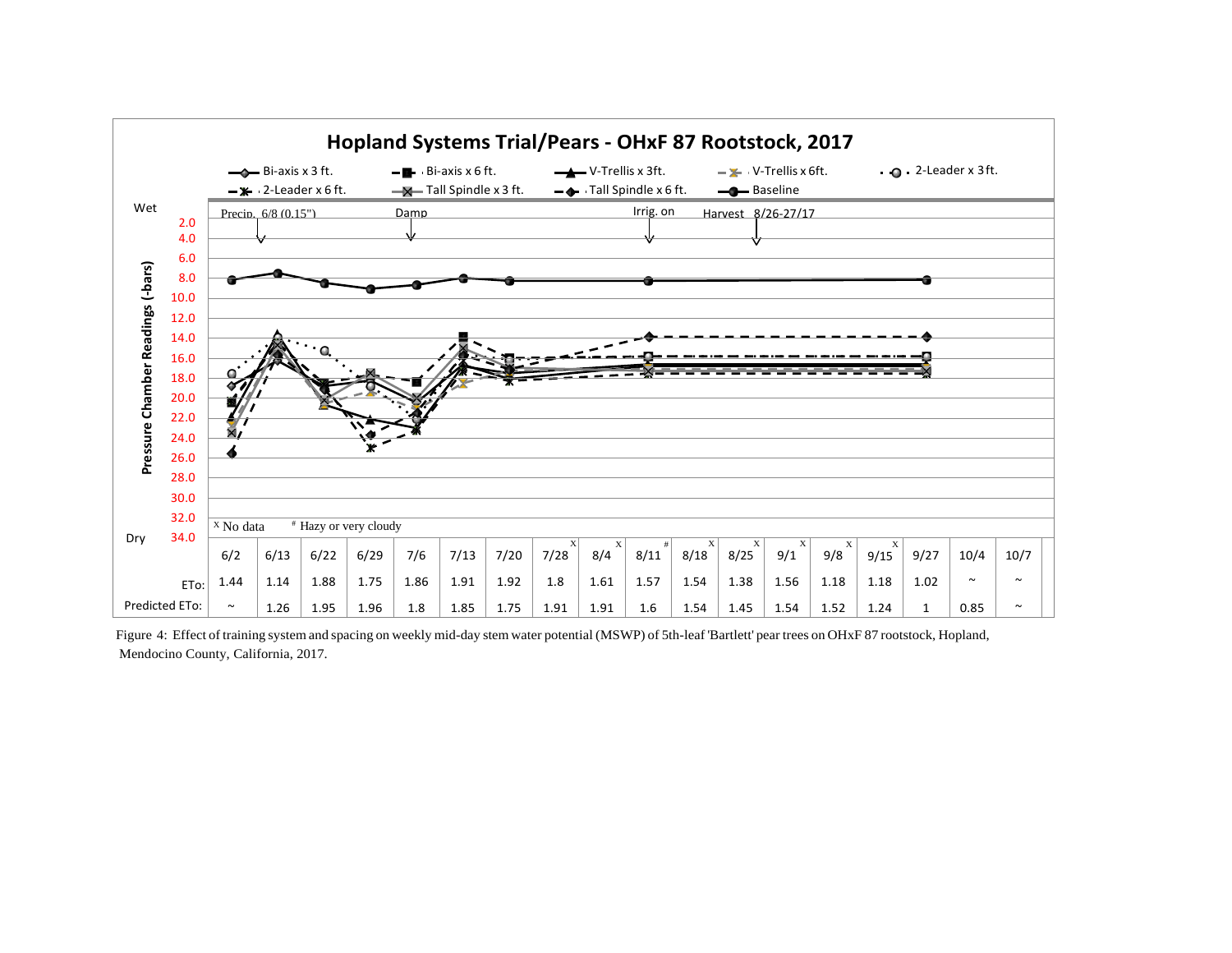## Hopland Systems Trial/Pears - OHxF 87 Rootstock, 2017

Legend: Bi-axis x 3 ft. | Bi-axis x 6 ft. | V-Trellis x 3ft. | V-Trellis x 6ft. | 2-Leader x 3ft. | 2-Leader x 6 ft. | Tall Spindle x 3 ft. | Tall Spindle x 6 ft. | Baseline

Pressure Chamber Readings (-bars): Wet 2.0 – 34.0 Dry

Precip. 6/8 (0.15") | Damp | Irrig. on | Harvest 8/26-27/17

[x] No data   [#] Hazy or very cloudy

| | 6/2 | 6/13 | 6/22 | 6/29 | 7/6 | 7/13 | 7/20 | 7/28[x] | 8/4[x] | 8/11[#] | 8/18[x] | 8/25[x] | 9/1[x] | 9/8[x] | 9/15[x] | 9/27 | 10/4 | 10/7 |
|---|---|---|---|---|---|---|---|---|---|---|---|---|---|---|---|---|---|---|
| ETo: | 1.44 | 1.14 | 1.88 | 1.75 | 1.86 | 1.91 | 1.92 | 1.8 | 1.61 | 1.57 | 1.54 | 1.38 | 1.56 | 1.18 | 1.18 | 1.02 | ~ | ~ |
| Predicted ETo: | ~ | 1.26 | 1.95 | 1.96 | 1.8 | 1.85 | 1.75 | 1.91 | 1.91 | 1.6 | 1.54 | 1.45 | 1.54 | 1.52 | 1.24 | 1 | 0.85 | ~ |

Figure 4: Effect of training system and spacing on weekly mid-day stem water potential (MSWP) of 5th-leaf 'Bartlett' pear trees on OHxF 87 rootstock, Hopland, Mendocino County, California, 2017.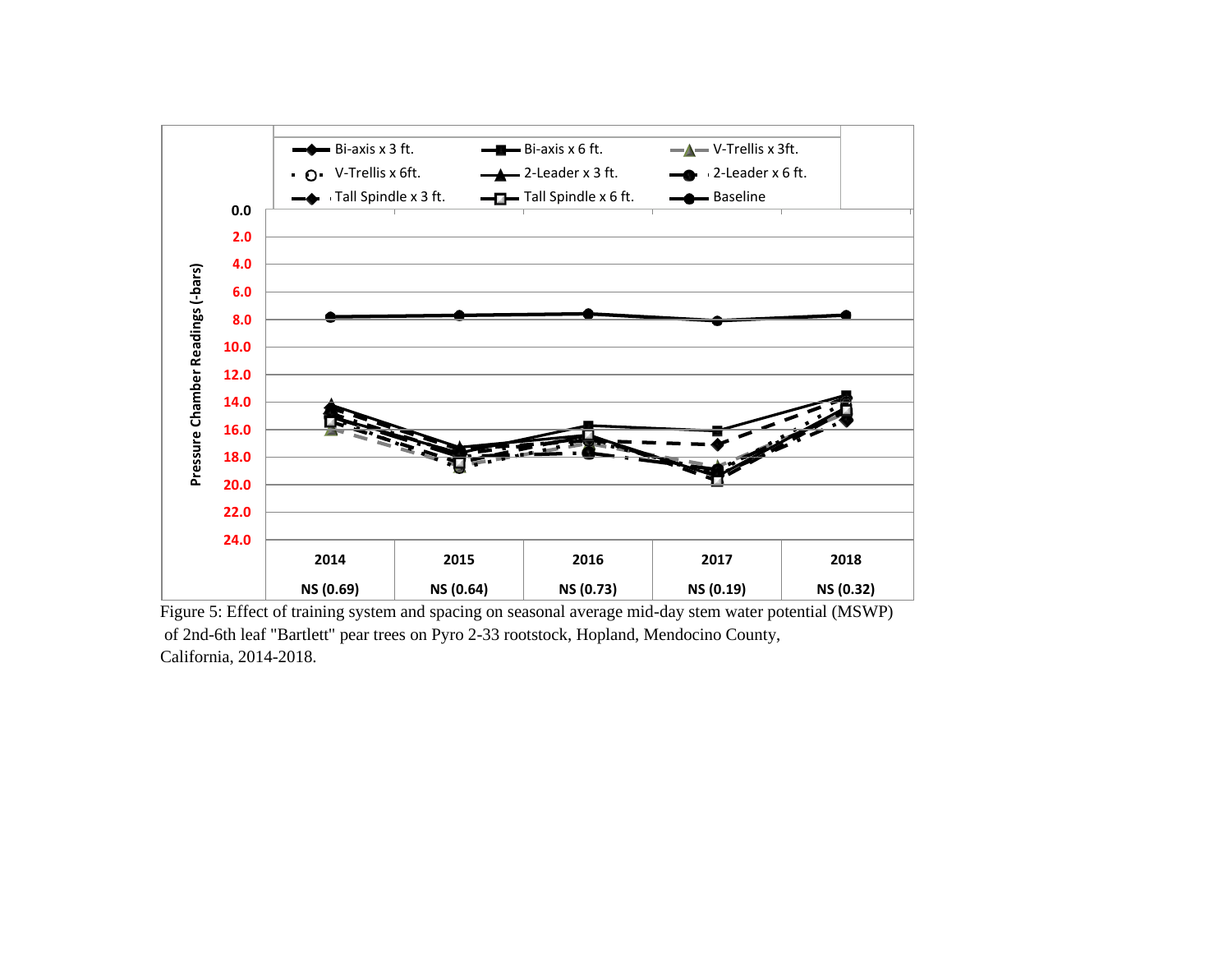Figure 5: Effect of training system and spacing on seasonal average mid-day stem water potential (MSWP) of 2nd-6th leaf "Bartlett" pear trees on Pyro 2-33 rootstock, Hopland, Mendocino County, California, 2014-2018.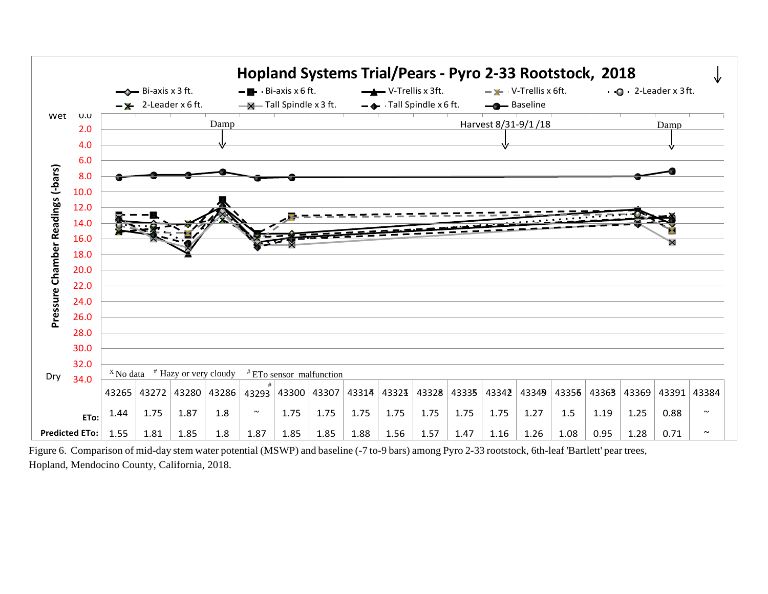## Hopland Systems Trial/Pears - Pyro 2-33 Rootstock, 2018

Legend: Bi-axis x 3 ft.; Bi-axis x 6 ft.; V-Trellis x 3ft.; V-Trellis x 6ft.; 2-Leader x 3 ft.; 2-Leader x 6 ft.; Tall Spindle x 3 ft.; Tall Spindle x 6 ft.; Baseline

Y-axis: Pressure Chamber Readings (-bars), from Wet 0.0 to Dry 34.0

Annotations: Damp; Harvest 8/31-9/1/18; Damp

$^{X}$ No data $^{\#}$ Hazy or very cloudy $^{\#}$ ETo sensor malfunction

| | 43265 | 43272 | 43280 | 43286 | 43293# | 43300 | 43307 | 43314 | 43321 | 43328 | 43335 | 43342 | 43349 | 43356 | 43363 | 43369 | 43391 | 43384 |
|---|---|---|---|---|---|---|---|---|---|---|---|---|---|---|---|---|---|---|
| ETo: | 1.44 | 1.75 | 1.87 | 1.8 | ~ | 1.75 | 1.75 | 1.75 | 1.75 | 1.75 | 1.75 | 1.75 | 1.27 | 1.5 | 1.19 | 1.25 | 0.88 | ~ |
| Predicted ETo: | 1.55 | 1.81 | 1.85 | 1.8 | 1.87 | 1.85 | 1.85 | 1.88 | 1.56 | 1.57 | 1.47 | 1.16 | 1.26 | 1.08 | 0.95 | 1.28 | 0.71 | ~ |

Figure 6. Comparison of mid-day stem water potential (MSWP) and baseline (-7 to-9 bars) among Pyro 2-33 rootstock, 6th-leaf 'Bartlett' pear trees, Hopland, Mendocino County, California, 2018.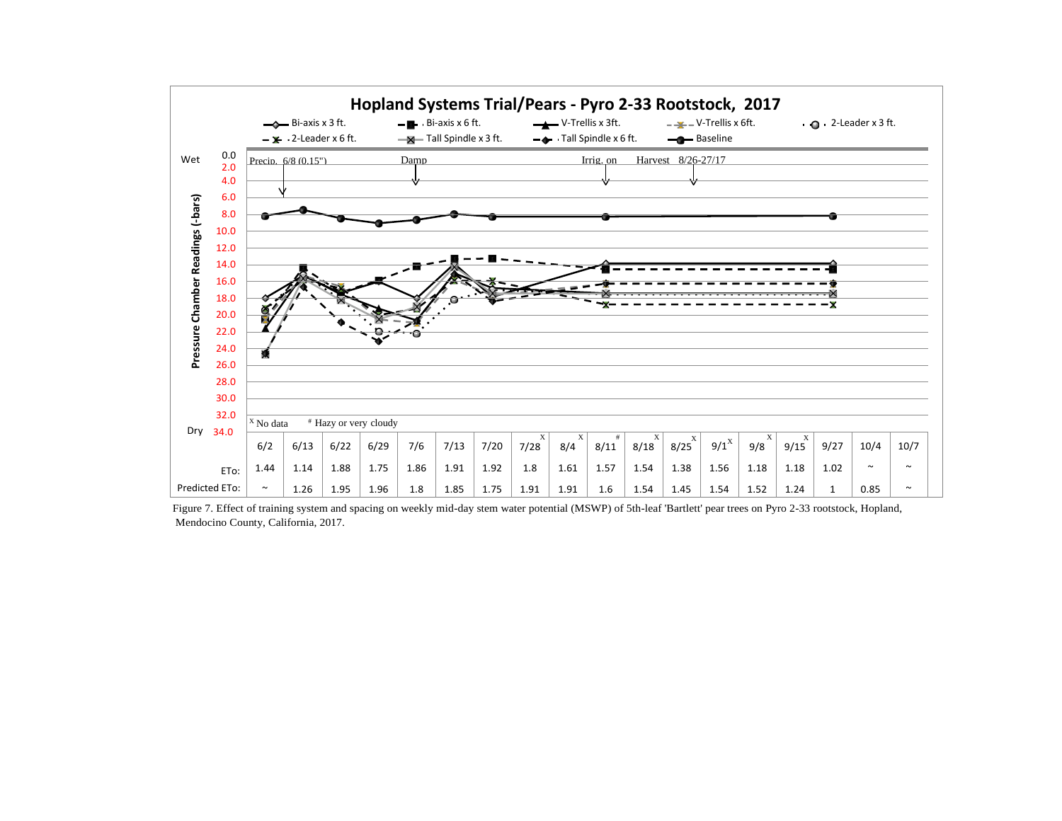Hopland Systems Trial/Pears - Pyro 2-33 Rootstock, 2017

Bi-axis x 3 ft.
Bi-axis x 6 ft.
V-Trellis x 3ft.
V-Trellis x 6ft.
2-Leader x 3 ft.
2-Leader x 6 ft.
Tall Spindle x 3 ft.
Tall Spindle x 6 ft.
Baseline

Pressure Chamber Readings (-bars)

Wet 0.0
2.0
4.0
6.0
8.0
10.0
12.0
14.0
16.0
18.0
20.0
22.0
24.0
26.0
28.0
30.0
32.0
Dry 34.0

Precip. 6/8 (0.15")
Damp
Irrig. on
Harvest 8/26-27/17

[X] No data [#] Hazy or very cloudy

6/2 6/13 6/22 6/29 7/6 7/13 7/20 7/28[X] 8/4[X] 8/11[#] 8/18[X] 8/25[X] 9/1[X] 9/8[X] 9/15[X] 9/27 10/4 10/7

ETo: 1.44 1.14 1.88 1.75 1.86 1.91 1.92 1.8 1.61 1.57 1.54 1.38 1.56 1.18 1.18 1.02 ~ ~

Predicted ETo: ~ 1.26 1.95 1.96 1.8 1.85 1.75 1.91 1.91 1.6 1.54 1.45 1.54 1.52 1.24 1 0.85 ~

Figure 7. Effect of training system and spacing on weekly mid-day stem water potential (MSWP) of 5th-leaf 'Bartlett' pear trees on Pyro 2-33 rootstock, Hopland, Mendocino County, California, 2017.